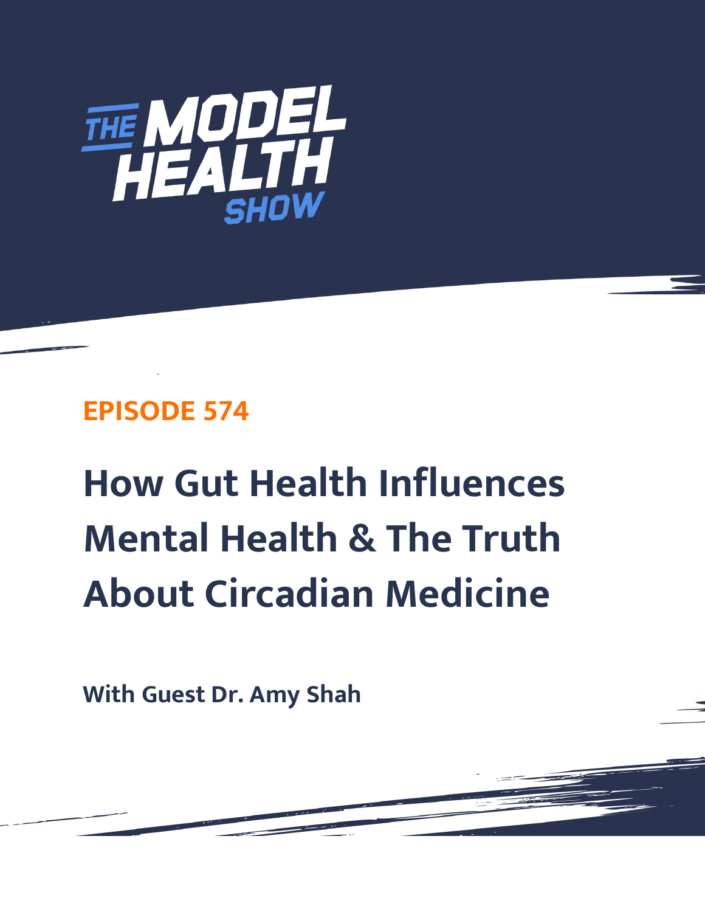# THE MODEL HEALTH SHOW

## EPISODE 574

# How Gut Health Influences Mental Health & The Truth About Circadian Medicine

**With Guest Dr. Amy Shah**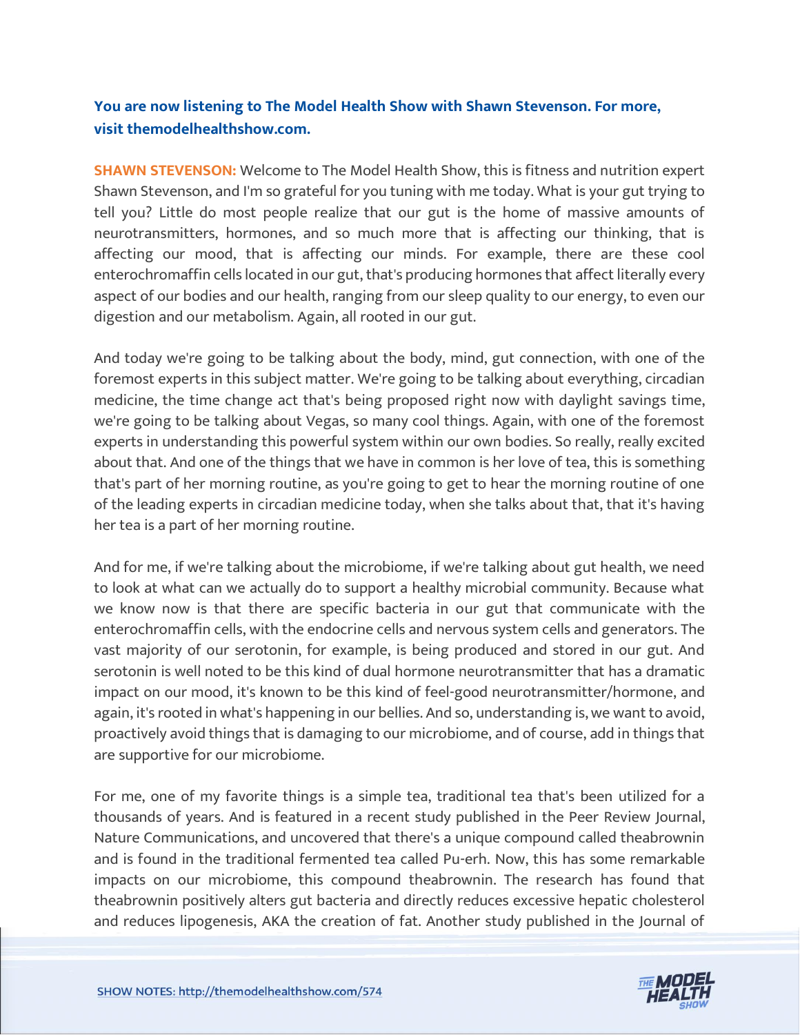**You are now listening to The Model Health Show with Shawn Stevenson. For more, visit themodelhealthshow.com.**

**SHAWN STEVENSON:** Welcome to The Model Health Show, this is fitness and nutrition expert Shawn Stevenson, and I'm so grateful for you tuning with me today. What is your gut trying to tell you? Little do most people realize that our gut is the home of massive amounts of neurotransmitters, hormones, and so much more that is affecting our thinking, that is affecting our mood, that is affecting our minds. For example, there are these cool enterochromaffin cells located in our gut, that's producing hormones that affect literally every aspect of our bodies and our health, ranging from our sleep quality to our energy, to even our digestion and our metabolism. Again, all rooted in our gut.

And today we're going to be talking about the body, mind, gut connection, with one of the foremost experts in this subject matter. We're going to be talking about everything, circadian medicine, the time change act that's being proposed right now with daylight savings time, we're going to be talking about Vegas, so many cool things. Again, with one of the foremost experts in understanding this powerful system within our own bodies. So really, really excited about that. And one of the things that we have in common is her love of tea, this is something that's part of her morning routine, as you're going to get to hear the morning routine of one of the leading experts in circadian medicine today, when she talks about that, that it's having her tea is a part of her morning routine.

And for me, if we're talking about the microbiome, if we're talking about gut health, we need to look at what can we actually do to support a healthy microbial community. Because what we know now is that there are specific bacteria in our gut that communicate with the enterochromaffin cells, with the endocrine cells and nervous system cells and generators. The vast majority of our serotonin, for example, is being produced and stored in our gut. And serotonin is well noted to be this kind of dual hormone neurotransmitter that has a dramatic impact on our mood, it's known to be this kind of feel-good neurotransmitter/hormone, and again, it's rooted in what's happening in our bellies. And so, understanding is, we want to avoid, proactively avoid things that is damaging to our microbiome, and of course, add in things that are supportive for our microbiome.

For me, one of my favorite things is a simple tea, traditional tea that's been utilized for a thousands of years. And is featured in a recent study published in the Peer Review Journal, Nature Communications, and uncovered that there's a unique compound called theabrownin and is found in the traditional fermented tea called Pu-erh. Now, this has some remarkable impacts on our microbiome, this compound theabrownin. The research has found that theabrownin positively alters gut bacteria and directly reduces excessive hepatic cholesterol and reduces lipogenesis, AKA the creation of fat. Another study published in the Journal of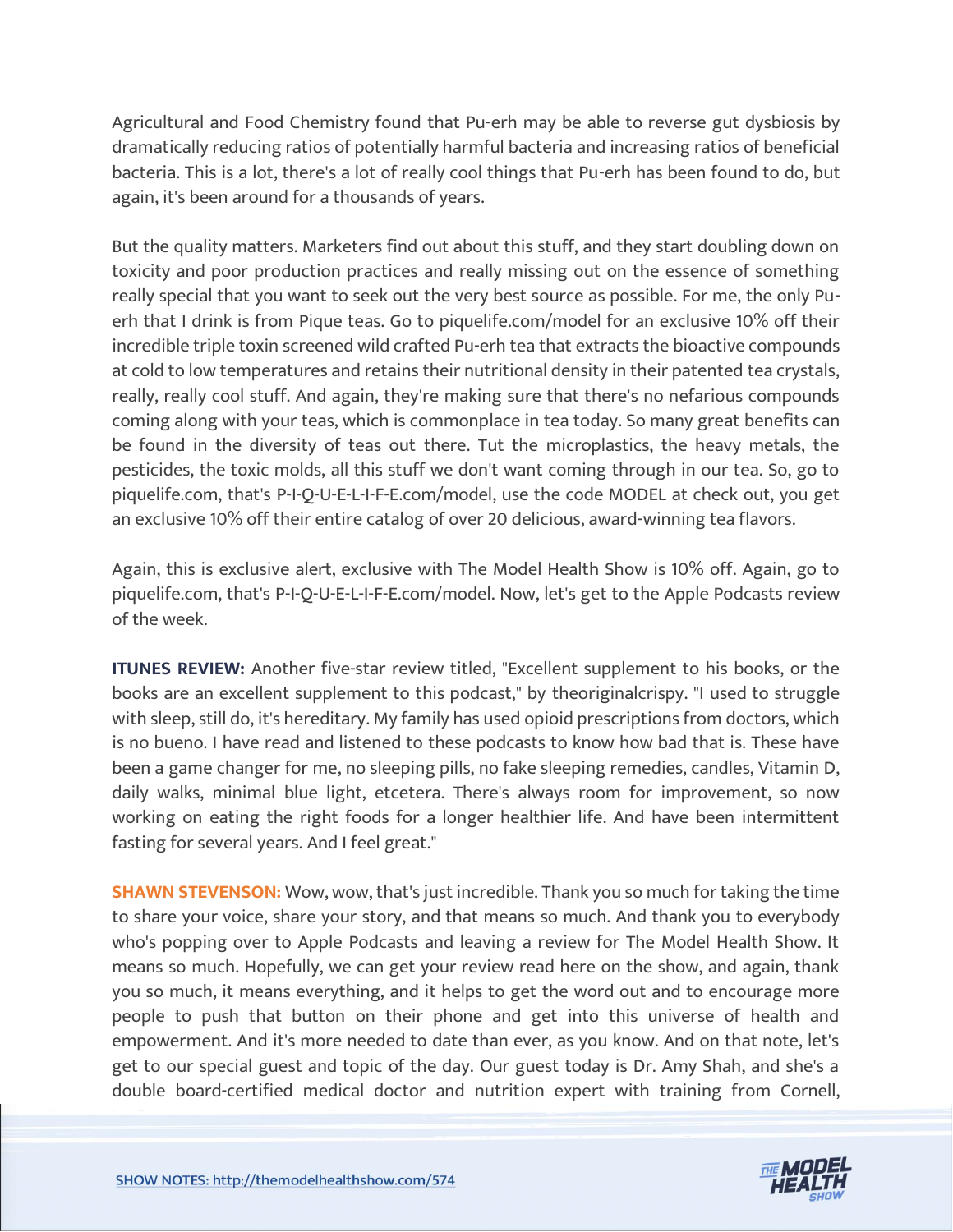Agricultural and Food Chemistry found that Pu-erh may be able to reverse gut dysbiosis by dramatically reducing ratios of potentially harmful bacteria and increasing ratios of beneficial bacteria. This is a lot, there's a lot of really cool things that Pu-erh has been found to do, but again, it's been around for a thousands of years.

But the quality matters. Marketers find out about this stuff, and they start doubling down on toxicity and poor production practices and really missing out on the essence of something really special that you want to seek out the very best source as possible. For me, the only Pu-erh that I drink is from Pique teas. Go to piquelife.com/model for an exclusive 10% off their incredible triple toxin screened wild crafted Pu-erh tea that extracts the bioactive compounds at cold to low temperatures and retains their nutritional density in their patented tea crystals, really, really cool stuff. And again, they're making sure that there's no nefarious compounds coming along with your teas, which is commonplace in tea today. So many great benefits can be found in the diversity of teas out there. Tut the microplastics, the heavy metals, the pesticides, the toxic molds, all this stuff we don't want coming through in our tea. So, go to piquelife.com, that's P-I-Q-U-E-L-I-F-E.com/model, use the code MODEL at check out, you get an exclusive 10% off their entire catalog of over 20 delicious, award-winning tea flavors.

Again, this is exclusive alert, exclusive with The Model Health Show is 10% off. Again, go to piquelife.com, that's P-I-Q-U-E-L-I-F-E.com/model. Now, let's get to the Apple Podcasts review of the week.

**ITUNES REVIEW:** Another five-star review titled, "Excellent supplement to his books, or the books are an excellent supplement to this podcast," by theoriginalcrispy. "I used to struggle with sleep, still do, it's hereditary. My family has used opioid prescriptions from doctors, which is no bueno. I have read and listened to these podcasts to know how bad that is. These have been a game changer for me, no sleeping pills, no fake sleeping remedies, candles, Vitamin D, daily walks, minimal blue light, etcetera. There's always room for improvement, so now working on eating the right foods for a longer healthier life. And have been intermittent fasting for several years. And I feel great."

**SHAWN STEVENSON:** Wow, wow, that's just incredible. Thank you so much for taking the time to share your voice, share your story, and that means so much. And thank you to everybody who's popping over to Apple Podcasts and leaving a review for The Model Health Show. It means so much. Hopefully, we can get your review read here on the show, and again, thank you so much, it means everything, and it helps to get the word out and to encourage more people to push that button on their phone and get into this universe of health and empowerment. And it's more needed to date than ever, as you know. And on that note, let's get to our special guest and topic of the day. Our guest today is Dr. Amy Shah, and she's a double board-certified medical doctor and nutrition expert with training from Cornell,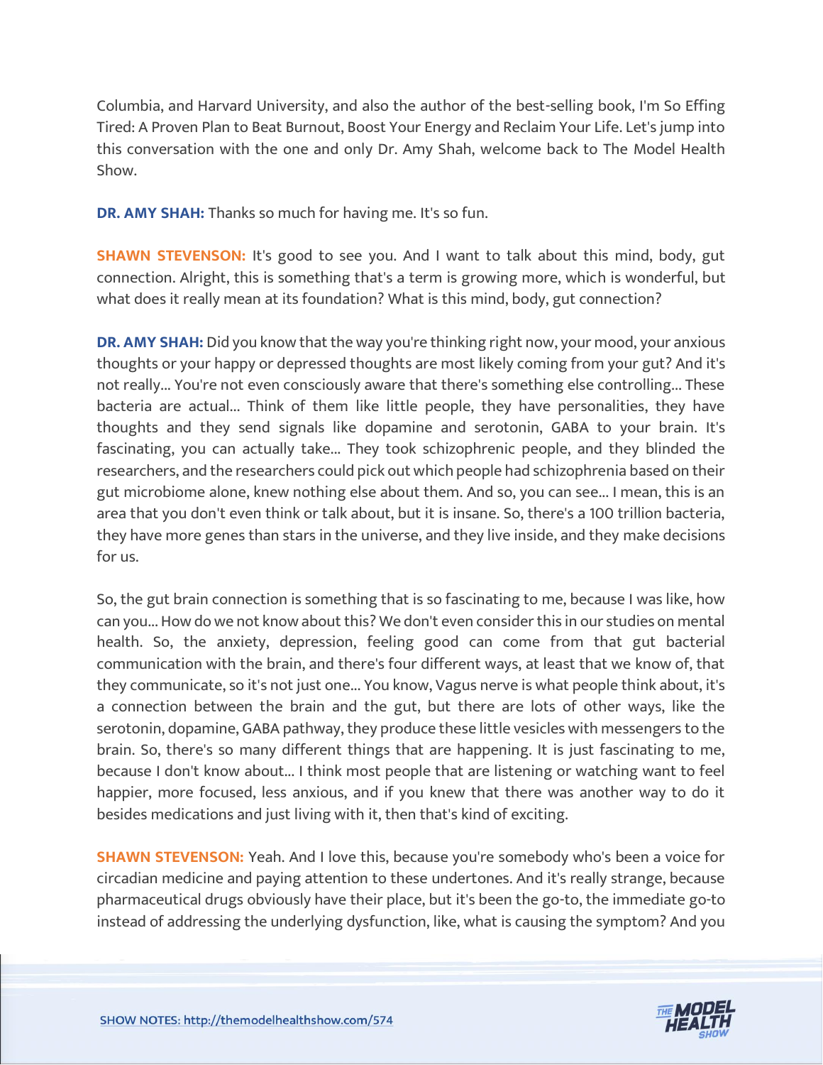Columbia, and Harvard University, and also the author of the best-selling book, I'm So Effing Tired: A Proven Plan to Beat Burnout, Boost Your Energy and Reclaim Your Life. Let's jump into this conversation with the one and only Dr. Amy Shah, welcome back to The Model Health Show.

**DR. AMY SHAH:** Thanks so much for having me. It's so fun.

**SHAWN STEVENSON:** It's good to see you. And I want to talk about this mind, body, gut connection. Alright, this is something that's a term is growing more, which is wonderful, but what does it really mean at its foundation? What is this mind, body, gut connection?

**DR. AMY SHAH:** Did you know that the way you're thinking right now, your mood, your anxious thoughts or your happy or depressed thoughts are most likely coming from your gut? And it's not really... You're not even consciously aware that there's something else controlling... These bacteria are actual... Think of them like little people, they have personalities, they have thoughts and they send signals like dopamine and serotonin, GABA to your brain. It's fascinating, you can actually take... They took schizophrenic people, and they blinded the researchers, and the researchers could pick out which people had schizophrenia based on their gut microbiome alone, knew nothing else about them. And so, you can see... I mean, this is an area that you don't even think or talk about, but it is insane. So, there's a 100 trillion bacteria, they have more genes than stars in the universe, and they live inside, and they make decisions for us.

So, the gut brain connection is something that is so fascinating to me, because I was like, how can you... How do we not know about this? We don't even consider this in our studies on mental health. So, the anxiety, depression, feeling good can come from that gut bacterial communication with the brain, and there's four different ways, at least that we know of, that they communicate, so it's not just one... You know, Vagus nerve is what people think about, it's a connection between the brain and the gut, but there are lots of other ways, like the serotonin, dopamine, GABA pathway, they produce these little vesicles with messengers to the brain. So, there's so many different things that are happening. It is just fascinating to me, because I don't know about... I think most people that are listening or watching want to feel happier, more focused, less anxious, and if you knew that there was another way to do it besides medications and just living with it, then that's kind of exciting.

**SHAWN STEVENSON:** Yeah. And I love this, because you're somebody who's been a voice for circadian medicine and paying attention to these undertones. And it's really strange, because pharmaceutical drugs obviously have their place, but it's been the go-to, the immediate go-to instead of addressing the underlying dysfunction, like, what is causing the symptom? And you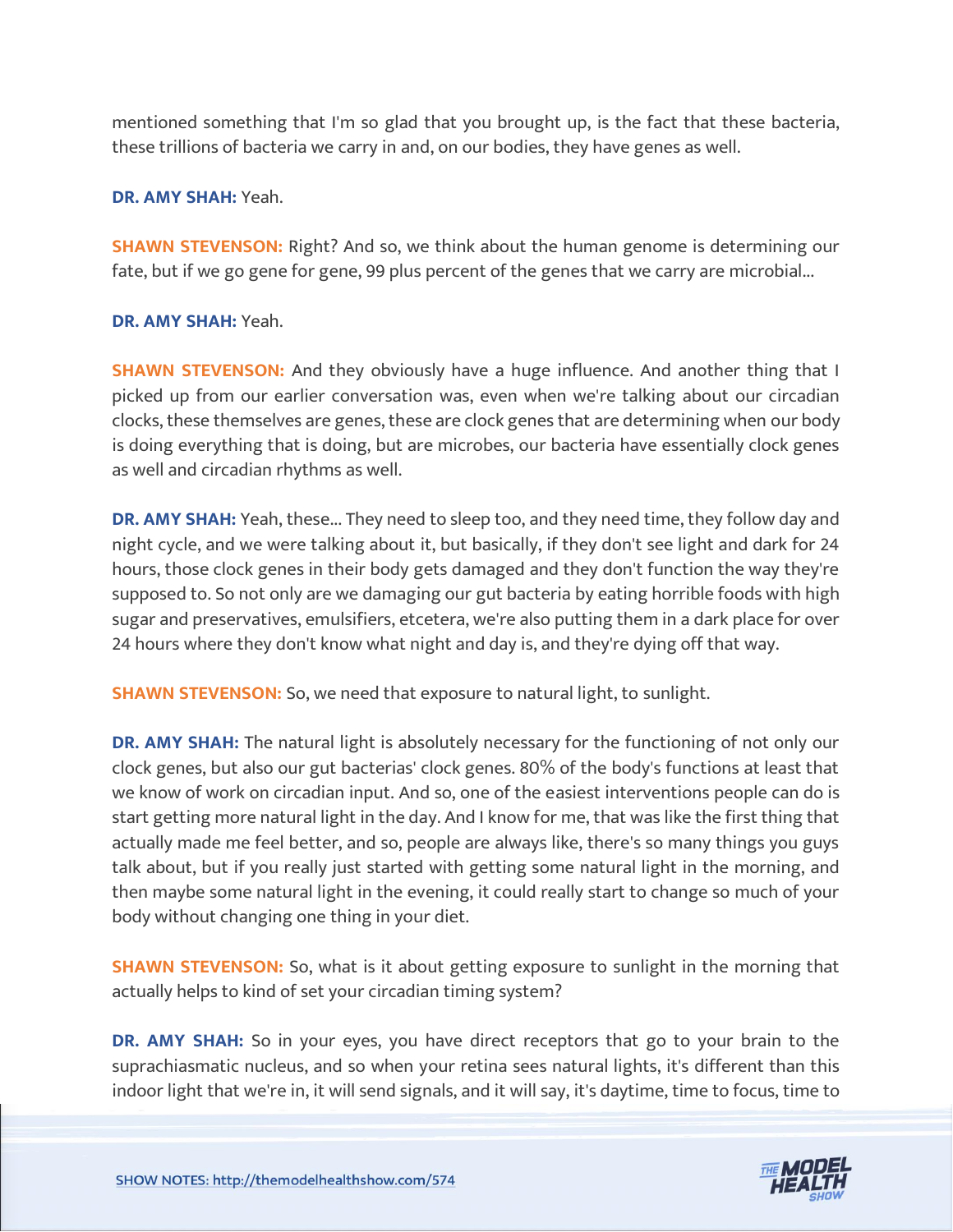mentioned something that I'm so glad that you brought up, is the fact that these bacteria, these trillions of bacteria we carry in and, on our bodies, they have genes as well.

**DR. AMY SHAH:** Yeah.

**SHAWN STEVENSON:** Right? And so, we think about the human genome is determining our fate, but if we go gene for gene, 99 plus percent of the genes that we carry are microbial...

**DR. AMY SHAH:** Yeah.

**SHAWN STEVENSON:** And they obviously have a huge influence. And another thing that I picked up from our earlier conversation was, even when we're talking about our circadian clocks, these themselves are genes, these are clock genes that are determining when our body is doing everything that is doing, but are microbes, our bacteria have essentially clock genes as well and circadian rhythms as well.

**DR. AMY SHAH:** Yeah, these... They need to sleep too, and they need time, they follow day and night cycle, and we were talking about it, but basically, if they don't see light and dark for 24 hours, those clock genes in their body gets damaged and they don't function the way they're supposed to. So not only are we damaging our gut bacteria by eating horrible foods with high sugar and preservatives, emulsifiers, etcetera, we're also putting them in a dark place for over 24 hours where they don't know what night and day is, and they're dying off that way.

**SHAWN STEVENSON:** So, we need that exposure to natural light, to sunlight.

**DR. AMY SHAH:** The natural light is absolutely necessary for the functioning of not only our clock genes, but also our gut bacterias' clock genes. 80% of the body's functions at least that we know of work on circadian input. And so, one of the easiest interventions people can do is start getting more natural light in the day. And I know for me, that was like the first thing that actually made me feel better, and so, people are always like, there's so many things you guys talk about, but if you really just started with getting some natural light in the morning, and then maybe some natural light in the evening, it could really start to change so much of your body without changing one thing in your diet.

**SHAWN STEVENSON:** So, what is it about getting exposure to sunlight in the morning that actually helps to kind of set your circadian timing system?

**DR. AMY SHAH:** So in your eyes, you have direct receptors that go to your brain to the suprachiasmatic nucleus, and so when your retina sees natural lights, it's different than this indoor light that we're in, it will send signals, and it will say, it's daytime, time to focus, time to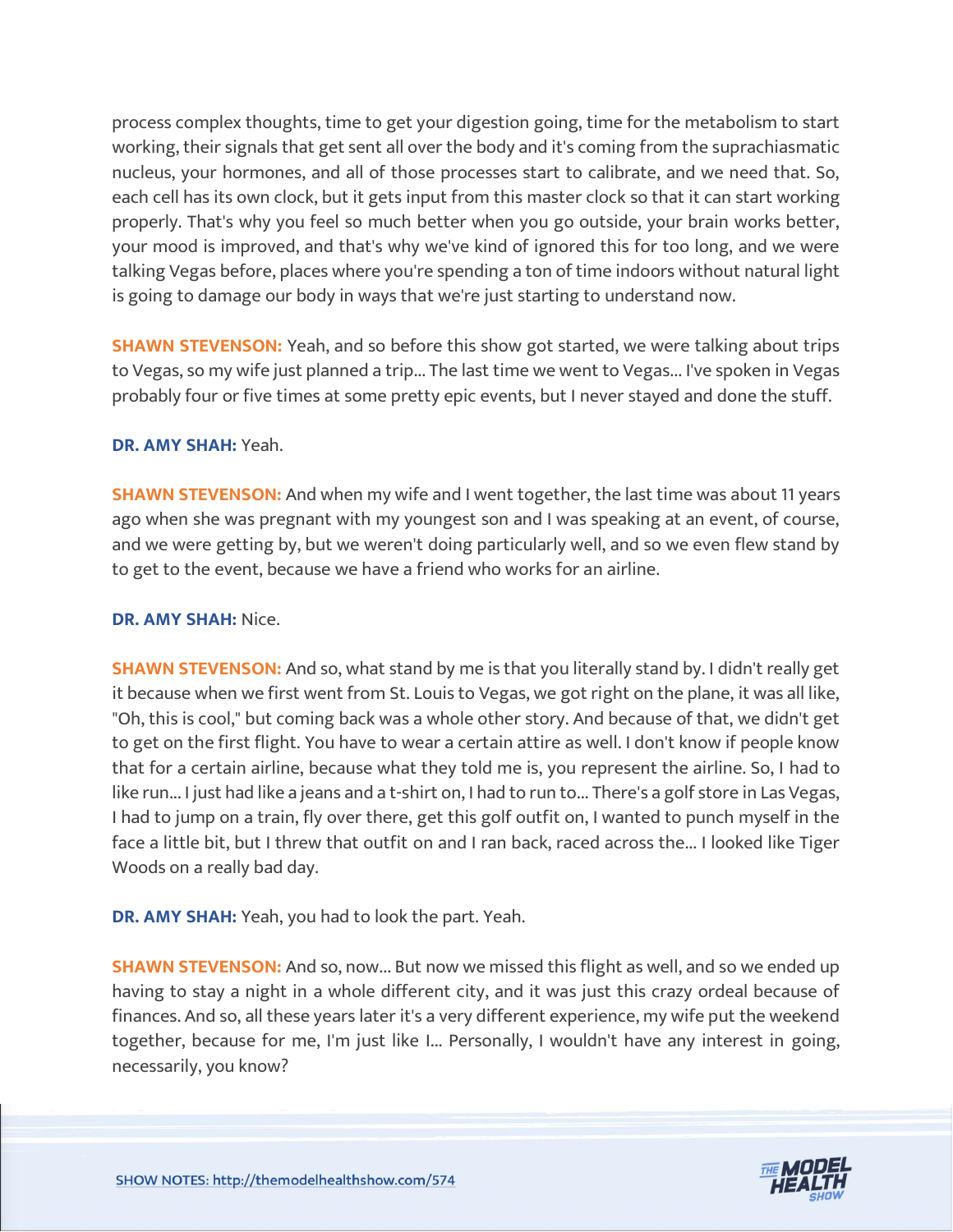process complex thoughts, time to get your digestion going, time for the metabolism to start working, their signals that get sent all over the body and it's coming from the suprachiasmatic nucleus, your hormones, and all of those processes start to calibrate, and we need that. So, each cell has its own clock, but it gets input from this master clock so that it can start working properly. That's why you feel so much better when you go outside, your brain works better, your mood is improved, and that's why we've kind of ignored this for too long, and we were talking Vegas before, places where you're spending a ton of time indoors without natural light is going to damage our body in ways that we're just starting to understand now.

**SHAWN STEVENSON:** Yeah, and so before this show got started, we were talking about trips to Vegas, so my wife just planned a trip... The last time we went to Vegas... I've spoken in Vegas probably four or five times at some pretty epic events, but I never stayed and done the stuff.

**DR. AMY SHAH:** Yeah.

**SHAWN STEVENSON:** And when my wife and I went together, the last time was about 11 years ago when she was pregnant with my youngest son and I was speaking at an event, of course, and we were getting by, but we weren't doing particularly well, and so we even flew stand by to get to the event, because we have a friend who works for an airline.

**DR. AMY SHAH:** Nice.

**SHAWN STEVENSON:** And so, what stand by me is that you literally stand by. I didn't really get it because when we first went from St. Louis to Vegas, we got right on the plane, it was all like, "Oh, this is cool," but coming back was a whole other story. And because of that, we didn't get to get on the first flight. You have to wear a certain attire as well. I don't know if people know that for a certain airline, because what they told me is, you represent the airline. So, I had to like run... I just had like a jeans and a t-shirt on, I had to run to... There's a golf store in Las Vegas, I had to jump on a train, fly over there, get this golf outfit on, I wanted to punch myself in the face a little bit, but I threw that outfit on and I ran back, raced across the... I looked like Tiger Woods on a really bad day.

**DR. AMY SHAH:** Yeah, you had to look the part. Yeah.

**SHAWN STEVENSON:** And so, now... But now we missed this flight as well, and so we ended up having to stay a night in a whole different city, and it was just this crazy ordeal because of finances. And so, all these years later it's a very different experience, my wife put the weekend together, because for me, I'm just like I... Personally, I wouldn't have any interest in going, necessarily, you know?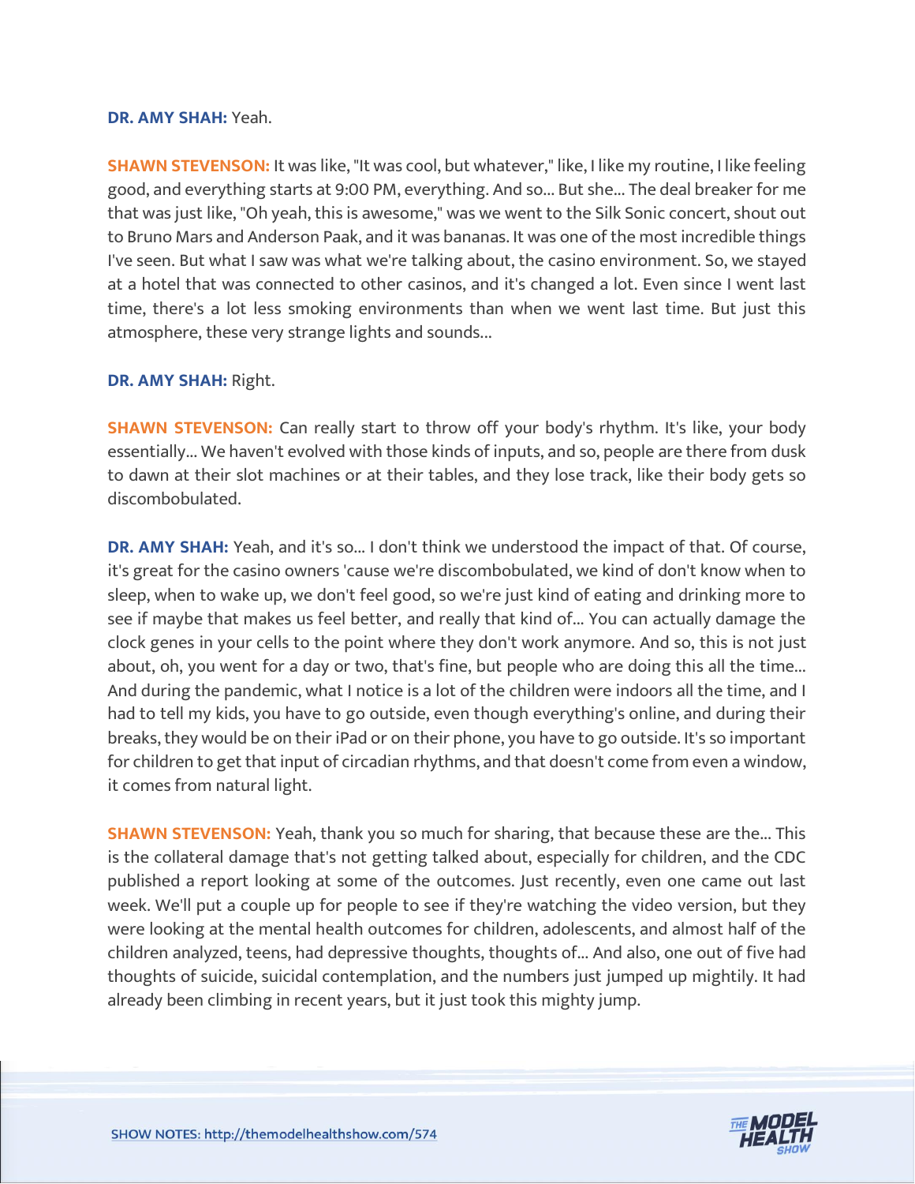**DR. AMY SHAH:** Yeah.

**SHAWN STEVENSON:** It was like, "It was cool, but whatever," like, I like my routine, I like feeling good, and everything starts at 9:00 PM, everything. And so... But she... The deal breaker for me that was just like, "Oh yeah, this is awesome," was we went to the Silk Sonic concert, shout out to Bruno Mars and Anderson Paak, and it was bananas. It was one of the most incredible things I've seen. But what I saw was what we're talking about, the casino environment. So, we stayed at a hotel that was connected to other casinos, and it's changed a lot. Even since I went last time, there's a lot less smoking environments than when we went last time. But just this atmosphere, these very strange lights and sounds...

**DR. AMY SHAH:** Right.

**SHAWN STEVENSON:** Can really start to throw off your body's rhythm. It's like, your body essentially... We haven't evolved with those kinds of inputs, and so, people are there from dusk to dawn at their slot machines or at their tables, and they lose track, like their body gets so discombobulated.

**DR. AMY SHAH:** Yeah, and it's so... I don't think we understood the impact of that. Of course, it's great for the casino owners 'cause we're discombobulated, we kind of don't know when to sleep, when to wake up, we don't feel good, so we're just kind of eating and drinking more to see if maybe that makes us feel better, and really that kind of... You can actually damage the clock genes in your cells to the point where they don't work anymore. And so, this is not just about, oh, you went for a day or two, that's fine, but people who are doing this all the time... And during the pandemic, what I notice is a lot of the children were indoors all the time, and I had to tell my kids, you have to go outside, even though everything's online, and during their breaks, they would be on their iPad or on their phone, you have to go outside. It's so important for children to get that input of circadian rhythms, and that doesn't come from even a window, it comes from natural light.

**SHAWN STEVENSON:** Yeah, thank you so much for sharing, that because these are the... This is the collateral damage that's not getting talked about, especially for children, and the CDC published a report looking at some of the outcomes. Just recently, even one came out last week. We'll put a couple up for people to see if they're watching the video version, but they were looking at the mental health outcomes for children, adolescents, and almost half of the children analyzed, teens, had depressive thoughts, thoughts of... And also, one out of five had thoughts of suicide, suicidal contemplation, and the numbers just jumped up mightily. It had already been climbing in recent years, but it just took this mighty jump.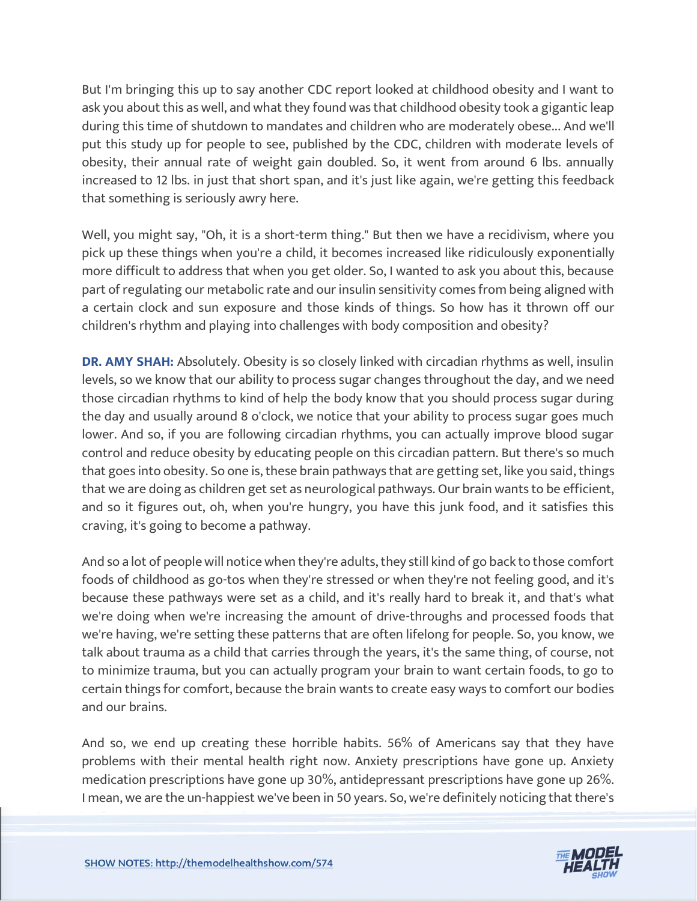But I'm bringing this up to say another CDC report looked at childhood obesity and I want to ask you about this as well, and what they found was that childhood obesity took a gigantic leap during this time of shutdown to mandates and children who are moderately obese... And we'll put this study up for people to see, published by the CDC, children with moderate levels of obesity, their annual rate of weight gain doubled. So, it went from around 6 lbs. annually increased to 12 lbs. in just that short span, and it's just like again, we're getting this feedback that something is seriously awry here.

Well, you might say, "Oh, it is a short-term thing." But then we have a recidivism, where you pick up these things when you're a child, it becomes increased like ridiculously exponentially more difficult to address that when you get older. So, I wanted to ask you about this, because part of regulating our metabolic rate and our insulin sensitivity comes from being aligned with a certain clock and sun exposure and those kinds of things. So how has it thrown off our children's rhythm and playing into challenges with body composition and obesity?

**DR. AMY SHAH:** Absolutely. Obesity is so closely linked with circadian rhythms as well, insulin levels, so we know that our ability to process sugar changes throughout the day, and we need those circadian rhythms to kind of help the body know that you should process sugar during the day and usually around 8 o'clock, we notice that your ability to process sugar goes much lower. And so, if you are following circadian rhythms, you can actually improve blood sugar control and reduce obesity by educating people on this circadian pattern. But there's so much that goes into obesity. So one is, these brain pathways that are getting set, like you said, things that we are doing as children get set as neurological pathways. Our brain wants to be efficient, and so it figures out, oh, when you're hungry, you have this junk food, and it satisfies this craving, it's going to become a pathway.

And so a lot of people will notice when they're adults, they still kind of go back to those comfort foods of childhood as go-tos when they're stressed or when they're not feeling good, and it's because these pathways were set as a child, and it's really hard to break it, and that's what we're doing when we're increasing the amount of drive-throughs and processed foods that we're having, we're setting these patterns that are often lifelong for people. So, you know, we talk about trauma as a child that carries through the years, it's the same thing, of course, not to minimize trauma, but you can actually program your brain to want certain foods, to go to certain things for comfort, because the brain wants to create easy ways to comfort our bodies and our brains.

And so, we end up creating these horrible habits. 56% of Americans say that they have problems with their mental health right now. Anxiety prescriptions have gone up. Anxiety medication prescriptions have gone up 30%, antidepressant prescriptions have gone up 26%. I mean, we are the un-happiest we've been in 50 years. So, we're definitely noticing that there's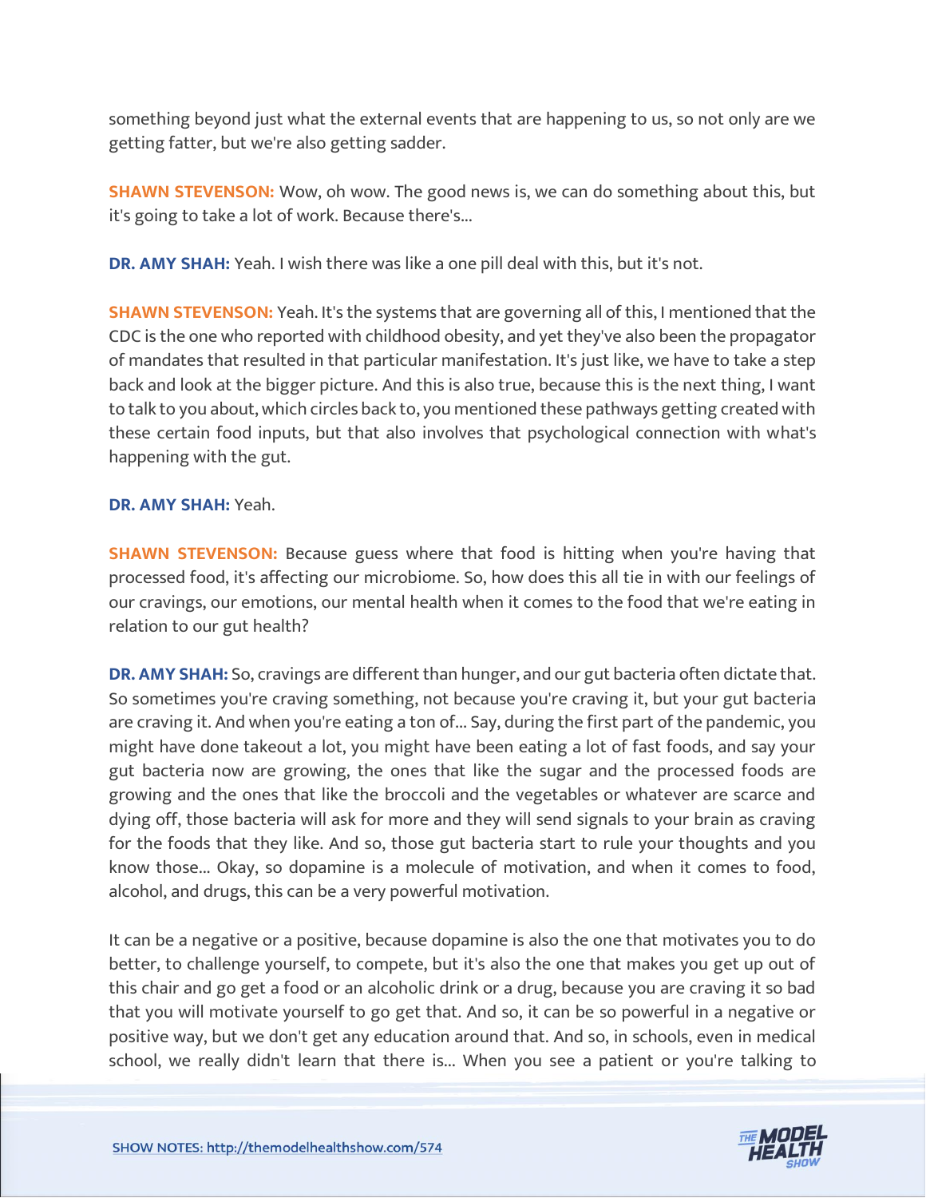something beyond just what the external events that are happening to us, so not only are we getting fatter, but we're also getting sadder.

**SHAWN STEVENSON:** Wow, oh wow. The good news is, we can do something about this, but it's going to take a lot of work. Because there's...

**DR. AMY SHAH:** Yeah. I wish there was like a one pill deal with this, but it's not.

**SHAWN STEVENSON:** Yeah. It's the systems that are governing all of this, I mentioned that the CDC is the one who reported with childhood obesity, and yet they've also been the propagator of mandates that resulted in that particular manifestation. It's just like, we have to take a step back and look at the bigger picture. And this is also true, because this is the next thing, I want to talk to you about, which circles back to, you mentioned these pathways getting created with these certain food inputs, but that also involves that psychological connection with what's happening with the gut.

**DR. AMY SHAH:** Yeah.

**SHAWN STEVENSON:** Because guess where that food is hitting when you're having that processed food, it's affecting our microbiome. So, how does this all tie in with our feelings of our cravings, our emotions, our mental health when it comes to the food that we're eating in relation to our gut health?

**DR. AMY SHAH:** So, cravings are different than hunger, and our gut bacteria often dictate that. So sometimes you're craving something, not because you're craving it, but your gut bacteria are craving it. And when you're eating a ton of... Say, during the first part of the pandemic, you might have done takeout a lot, you might have been eating a lot of fast foods, and say your gut bacteria now are growing, the ones that like the sugar and the processed foods are growing and the ones that like the broccoli and the vegetables or whatever are scarce and dying off, those bacteria will ask for more and they will send signals to your brain as craving for the foods that they like. And so, those gut bacteria start to rule your thoughts and you know those... Okay, so dopamine is a molecule of motivation, and when it comes to food, alcohol, and drugs, this can be a very powerful motivation.

It can be a negative or a positive, because dopamine is also the one that motivates you to do better, to challenge yourself, to compete, but it's also the one that makes you get up out of this chair and go get a food or an alcoholic drink or a drug, because you are craving it so bad that you will motivate yourself to go get that. And so, it can be so powerful in a negative or positive way, but we don't get any education around that. And so, in schools, even in medical school, we really didn't learn that there is... When you see a patient or you're talking to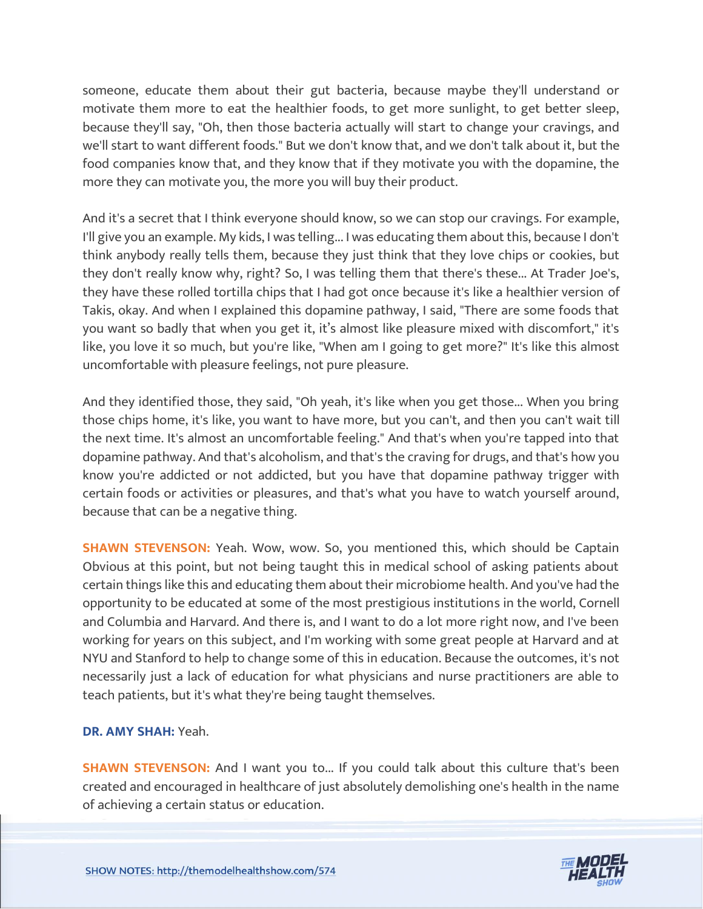someone, educate them about their gut bacteria, because maybe they'll understand or motivate them more to eat the healthier foods, to get more sunlight, to get better sleep, because they'll say, "Oh, then those bacteria actually will start to change your cravings, and we'll start to want different foods." But we don't know that, and we don't talk about it, but the food companies know that, and they know that if they motivate you with the dopamine, the more they can motivate you, the more you will buy their product.

And it's a secret that I think everyone should know, so we can stop our cravings. For example, I'll give you an example. My kids, I was telling... I was educating them about this, because I don't think anybody really tells them, because they just think that they love chips or cookies, but they don't really know why, right? So, I was telling them that there's these... At Trader Joe's, they have these rolled tortilla chips that I had got once because it's like a healthier version of Takis, okay. And when I explained this dopamine pathway, I said, "There are some foods that you want so badly that when you get it, it's almost like pleasure mixed with discomfort," it's like, you love it so much, but you're like, "When am I going to get more?" It's like this almost uncomfortable with pleasure feelings, not pure pleasure.

And they identified those, they said, "Oh yeah, it's like when you get those... When you bring those chips home, it's like, you want to have more, but you can't, and then you can't wait till the next time. It's almost an uncomfortable feeling." And that's when you're tapped into that dopamine pathway. And that's alcoholism, and that's the craving for drugs, and that's how you know you're addicted or not addicted, but you have that dopamine pathway trigger with certain foods or activities or pleasures, and that's what you have to watch yourself around, because that can be a negative thing.

**SHAWN STEVENSON:** Yeah. Wow, wow. So, you mentioned this, which should be Captain Obvious at this point, but not being taught this in medical school of asking patients about certain things like this and educating them about their microbiome health. And you've had the opportunity to be educated at some of the most prestigious institutions in the world, Cornell and Columbia and Harvard. And there is, and I want to do a lot more right now, and I've been working for years on this subject, and I'm working with some great people at Harvard and at NYU and Stanford to help to change some of this in education. Because the outcomes, it's not necessarily just a lack of education for what physicians and nurse practitioners are able to teach patients, but it's what they're being taught themselves.

**DR. AMY SHAH:** Yeah.

**SHAWN STEVENSON:** And I want you to... If you could talk about this culture that's been created and encouraged in healthcare of just absolutely demolishing one's health in the name of achieving a certain status or education.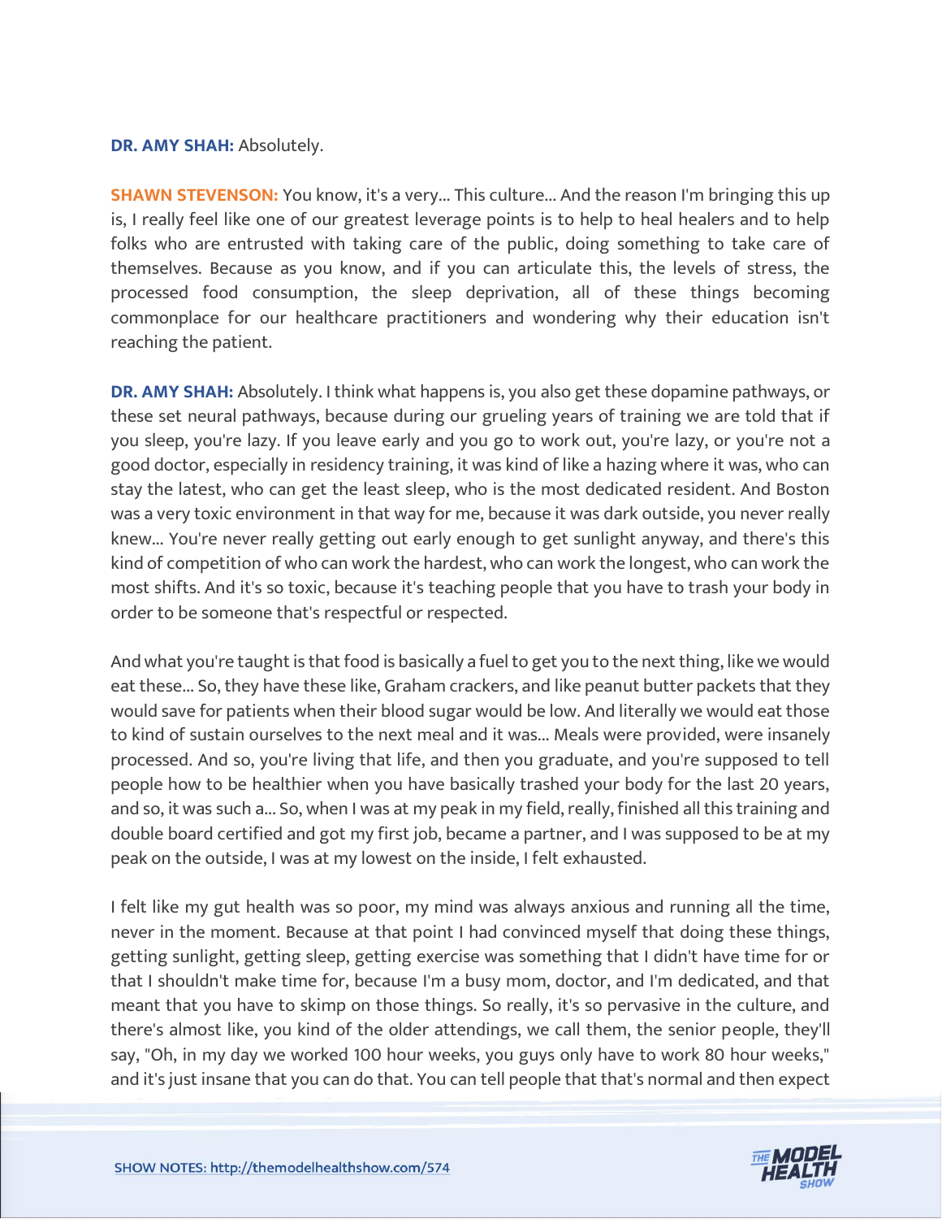**DR. AMY SHAH:** Absolutely.

**SHAWN STEVENSON:** You know, it's a very... This culture... And the reason I'm bringing this up is, I really feel like one of our greatest leverage points is to help to heal healers and to help folks who are entrusted with taking care of the public, doing something to take care of themselves. Because as you know, and if you can articulate this, the levels of stress, the processed food consumption, the sleep deprivation, all of these things becoming commonplace for our healthcare practitioners and wondering why their education isn't reaching the patient.

**DR. AMY SHAH:** Absolutely. I think what happens is, you also get these dopamine pathways, or these set neural pathways, because during our grueling years of training we are told that if you sleep, you're lazy. If you leave early and you go to work out, you're lazy, or you're not a good doctor, especially in residency training, it was kind of like a hazing where it was, who can stay the latest, who can get the least sleep, who is the most dedicated resident. And Boston was a very toxic environment in that way for me, because it was dark outside, you never really knew... You're never really getting out early enough to get sunlight anyway, and there's this kind of competition of who can work the hardest, who can work the longest, who can work the most shifts. And it's so toxic, because it's teaching people that you have to trash your body in order to be someone that's respectful or respected.

And what you're taught is that food is basically a fuel to get you to the next thing, like we would eat these... So, they have these like, Graham crackers, and like peanut butter packets that they would save for patients when their blood sugar would be low. And literally we would eat those to kind of sustain ourselves to the next meal and it was... Meals were provided, were insanely processed. And so, you're living that life, and then you graduate, and you're supposed to tell people how to be healthier when you have basically trashed your body for the last 20 years, and so, it was such a... So, when I was at my peak in my field, really, finished all this training and double board certified and got my first job, became a partner, and I was supposed to be at my peak on the outside, I was at my lowest on the inside, I felt exhausted.

I felt like my gut health was so poor, my mind was always anxious and running all the time, never in the moment. Because at that point I had convinced myself that doing these things, getting sunlight, getting sleep, getting exercise was something that I didn't have time for or that I shouldn't make time for, because I'm a busy mom, doctor, and I'm dedicated, and that meant that you have to skimp on those things. So really, it's so pervasive in the culture, and there's almost like, you kind of the older attendings, we call them, the senior people, they'll say, "Oh, in my day we worked 100 hour weeks, you guys only have to work 80 hour weeks," and it's just insane that you can do that. You can tell people that that's normal and then expect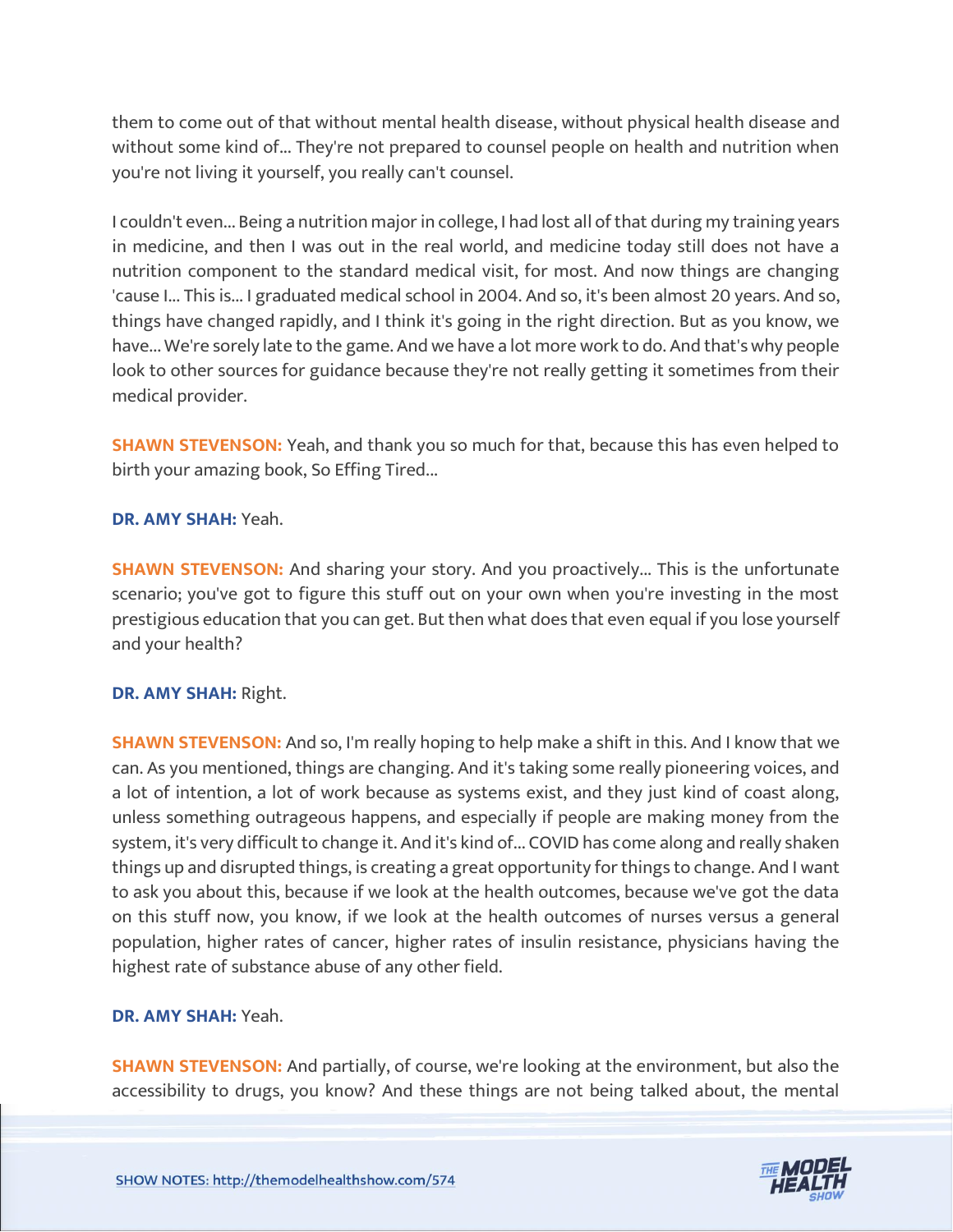them to come out of that without mental health disease, without physical health disease and without some kind of... They're not prepared to counsel people on health and nutrition when you're not living it yourself, you really can't counsel.

I couldn't even... Being a nutrition major in college, I had lost all of that during my training years in medicine, and then I was out in the real world, and medicine today still does not have a nutrition component to the standard medical visit, for most. And now things are changing 'cause I... This is... I graduated medical school in 2004. And so, it's been almost 20 years. And so, things have changed rapidly, and I think it's going in the right direction. But as you know, we have... We're sorely late to the game. And we have a lot more work to do. And that's why people look to other sources for guidance because they're not really getting it sometimes from their medical provider.

**SHAWN STEVENSON:** Yeah, and thank you so much for that, because this has even helped to birth your amazing book, So Effing Tired...

**DR. AMY SHAH:** Yeah.

**SHAWN STEVENSON:** And sharing your story. And you proactively... This is the unfortunate scenario; you've got to figure this stuff out on your own when you're investing in the most prestigious education that you can get. But then what does that even equal if you lose yourself and your health?

**DR. AMY SHAH:** Right.

**SHAWN STEVENSON:** And so, I'm really hoping to help make a shift in this. And I know that we can. As you mentioned, things are changing. And it's taking some really pioneering voices, and a lot of intention, a lot of work because as systems exist, and they just kind of coast along, unless something outrageous happens, and especially if people are making money from the system, it's very difficult to change it. And it's kind of... COVID has come along and really shaken things up and disrupted things, is creating a great opportunity for things to change. And I want to ask you about this, because if we look at the health outcomes, because we've got the data on this stuff now, you know, if we look at the health outcomes of nurses versus a general population, higher rates of cancer, higher rates of insulin resistance, physicians having the highest rate of substance abuse of any other field.

**DR. AMY SHAH:** Yeah.

**SHAWN STEVENSON:** And partially, of course, we're looking at the environment, but also the accessibility to drugs, you know? And these things are not being talked about, the mental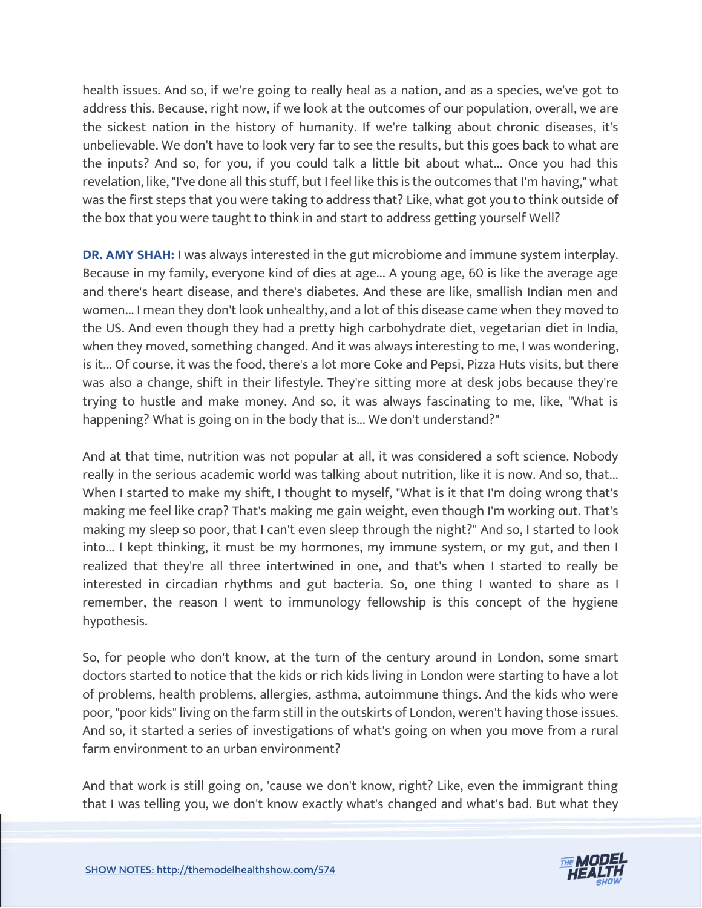health issues. And so, if we're going to really heal as a nation, and as a species, we've got to address this. Because, right now, if we look at the outcomes of our population, overall, we are the sickest nation in the history of humanity. If we're talking about chronic diseases, it's unbelievable. We don't have to look very far to see the results, but this goes back to what are the inputs? And so, for you, if you could talk a little bit about what... Once you had this revelation, like, "I've done all this stuff, but I feel like this is the outcomes that I'm having," what was the first steps that you were taking to address that? Like, what got you to think outside of the box that you were taught to think in and start to address getting yourself Well?

**DR. AMY SHAH:** I was always interested in the gut microbiome and immune system interplay. Because in my family, everyone kind of dies at age... A young age, 60 is like the average age and there's heart disease, and there's diabetes. And these are like, smallish Indian men and women... I mean they don't look unhealthy, and a lot of this disease came when they moved to the US. And even though they had a pretty high carbohydrate diet, vegetarian diet in India, when they moved, something changed. And it was always interesting to me, I was wondering, is it... Of course, it was the food, there's a lot more Coke and Pepsi, Pizza Huts visits, but there was also a change, shift in their lifestyle. They're sitting more at desk jobs because they're trying to hustle and make money. And so, it was always fascinating to me, like, "What is happening? What is going on in the body that is... We don't understand?"

And at that time, nutrition was not popular at all, it was considered a soft science. Nobody really in the serious academic world was talking about nutrition, like it is now. And so, that... When I started to make my shift, I thought to myself, "What is it that I'm doing wrong that's making me feel like crap? That's making me gain weight, even though I'm working out. That's making my sleep so poor, that I can't even sleep through the night?" And so, I started to look into... I kept thinking, it must be my hormones, my immune system, or my gut, and then I realized that they're all three intertwined in one, and that's when I started to really be interested in circadian rhythms and gut bacteria. So, one thing I wanted to share as I remember, the reason I went to immunology fellowship is this concept of the hygiene hypothesis.

So, for people who don't know, at the turn of the century around in London, some smart doctors started to notice that the kids or rich kids living in London were starting to have a lot of problems, health problems, allergies, asthma, autoimmune things. And the kids who were poor, "poor kids" living on the farm still in the outskirts of London, weren't having those issues. And so, it started a series of investigations of what's going on when you move from a rural farm environment to an urban environment?

And that work is still going on, 'cause we don't know, right? Like, even the immigrant thing that I was telling you, we don't know exactly what's changed and what's bad. But what they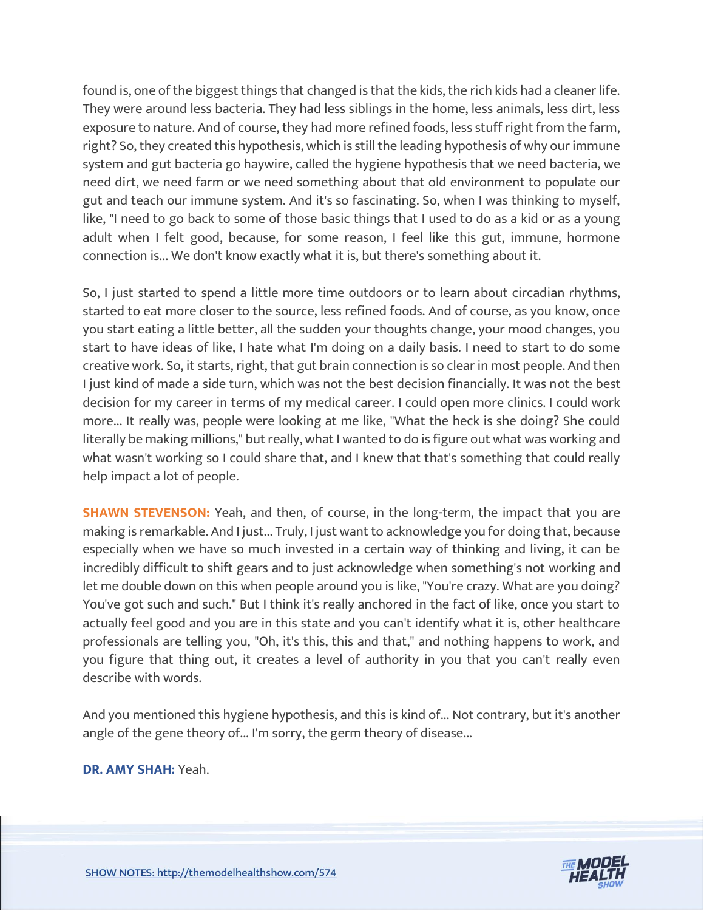found is, one of the biggest things that changed is that the kids, the rich kids had a cleaner life. They were around less bacteria. They had less siblings in the home, less animals, less dirt, less exposure to nature. And of course, they had more refined foods, less stuff right from the farm, right? So, they created this hypothesis, which is still the leading hypothesis of why our immune system and gut bacteria go haywire, called the hygiene hypothesis that we need bacteria, we need dirt, we need farm or we need something about that old environment to populate our gut and teach our immune system. And it's so fascinating. So, when I was thinking to myself, like, "I need to go back to some of those basic things that I used to do as a kid or as a young adult when I felt good, because, for some reason, I feel like this gut, immune, hormone connection is... We don't know exactly what it is, but there's something about it.

So, I just started to spend a little more time outdoors or to learn about circadian rhythms, started to eat more closer to the source, less refined foods. And of course, as you know, once you start eating a little better, all the sudden your thoughts change, your mood changes, you start to have ideas of like, I hate what I'm doing on a daily basis. I need to start to do some creative work. So, it starts, right, that gut brain connection is so clear in most people. And then I just kind of made a side turn, which was not the best decision financially. It was not the best decision for my career in terms of my medical career. I could open more clinics. I could work more... It really was, people were looking at me like, "What the heck is she doing? She could literally be making millions," but really, what I wanted to do is figure out what was working and what wasn't working so I could share that, and I knew that that's something that could really help impact a lot of people.

**SHAWN STEVENSON:** Yeah, and then, of course, in the long-term, the impact that you are making is remarkable. And I just... Truly, I just want to acknowledge you for doing that, because especially when we have so much invested in a certain way of thinking and living, it can be incredibly difficult to shift gears and to just acknowledge when something's not working and let me double down on this when people around you is like, "You're crazy. What are you doing? You've got such and such." But I think it's really anchored in the fact of like, once you start to actually feel good and you are in this state and you can't identify what it is, other healthcare professionals are telling you, "Oh, it's this, this and that," and nothing happens to work, and you figure that thing out, it creates a level of authority in you that you can't really even describe with words.

And you mentioned this hygiene hypothesis, and this is kind of... Not contrary, but it's another angle of the gene theory of... I'm sorry, the germ theory of disease...

**DR. AMY SHAH:** Yeah.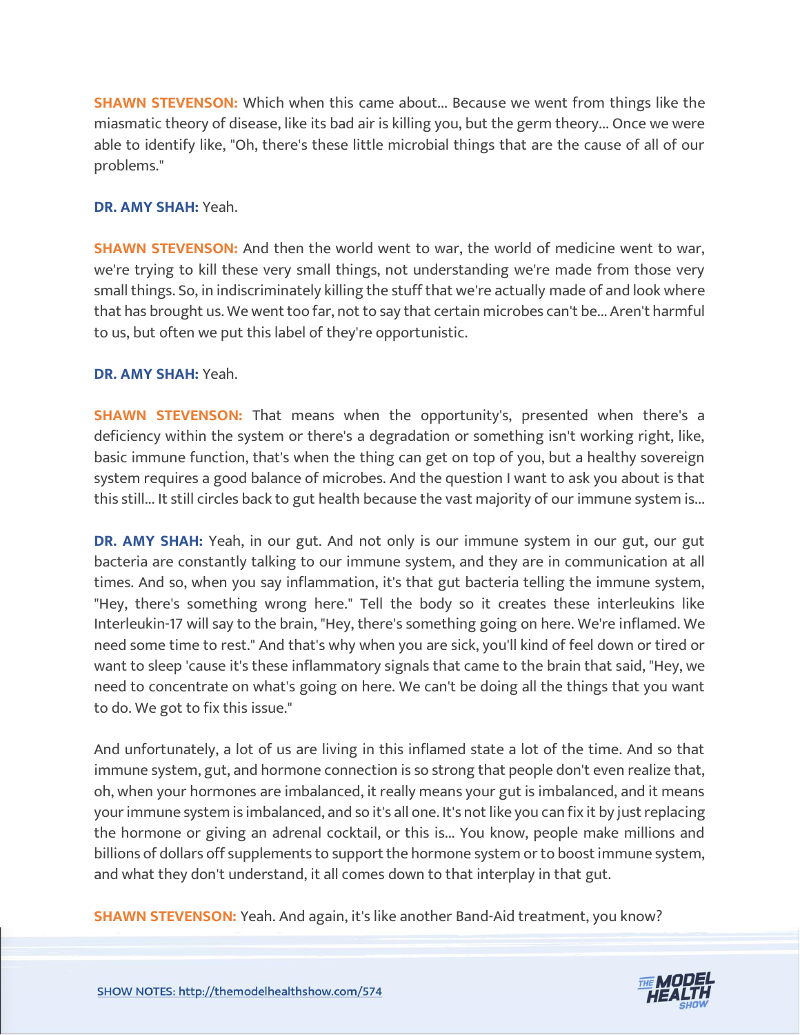**SHAWN STEVENSON:** Which when this came about... Because we went from things like the miasmatic theory of disease, like its bad air is killing you, but the germ theory... Once we were able to identify like, "Oh, there's these little microbial things that are the cause of all of our problems."

**DR. AMY SHAH:** Yeah.

**SHAWN STEVENSON:** And then the world went to war, the world of medicine went to war, we're trying to kill these very small things, not understanding we're made from those very small things. So, in indiscriminately killing the stuff that we're actually made of and look where that has brought us. We went too far, not to say that certain microbes can't be... Aren't harmful to us, but often we put this label of they're opportunistic.

**DR. AMY SHAH:** Yeah.

**SHAWN STEVENSON:** That means when the opportunity's, presented when there's a deficiency within the system or there's a degradation or something isn't working right, like, basic immune function, that's when the thing can get on top of you, but a healthy sovereign system requires a good balance of microbes. And the question I want to ask you about is that this still... It still circles back to gut health because the vast majority of our immune system is...

**DR. AMY SHAH:** Yeah, in our gut. And not only is our immune system in our gut, our gut bacteria are constantly talking to our immune system, and they are in communication at all times. And so, when you say inflammation, it's that gut bacteria telling the immune system, "Hey, there's something wrong here." Tell the body so it creates these interleukins like Interleukin-17 will say to the brain, "Hey, there's something going on here. We're inflamed. We need some time to rest." And that's why when you are sick, you'll kind of feel down or tired or want to sleep 'cause it's these inflammatory signals that came to the brain that said, "Hey, we need to concentrate on what's going on here. We can't be doing all the things that you want to do. We got to fix this issue."

And unfortunately, a lot of us are living in this inflamed state a lot of the time. And so that immune system, gut, and hormone connection is so strong that people don't even realize that, oh, when your hormones are imbalanced, it really means your gut is imbalanced, and it means your immune system is imbalanced, and so it's all one. It's not like you can fix it by just replacing the hormone or giving an adrenal cocktail, or this is... You know, people make millions and billions of dollars off supplements to support the hormone system or to boost immune system, and what they don't understand, it all comes down to that interplay in that gut.

**SHAWN STEVENSON:** Yeah. And again, it's like another Band-Aid treatment, you know?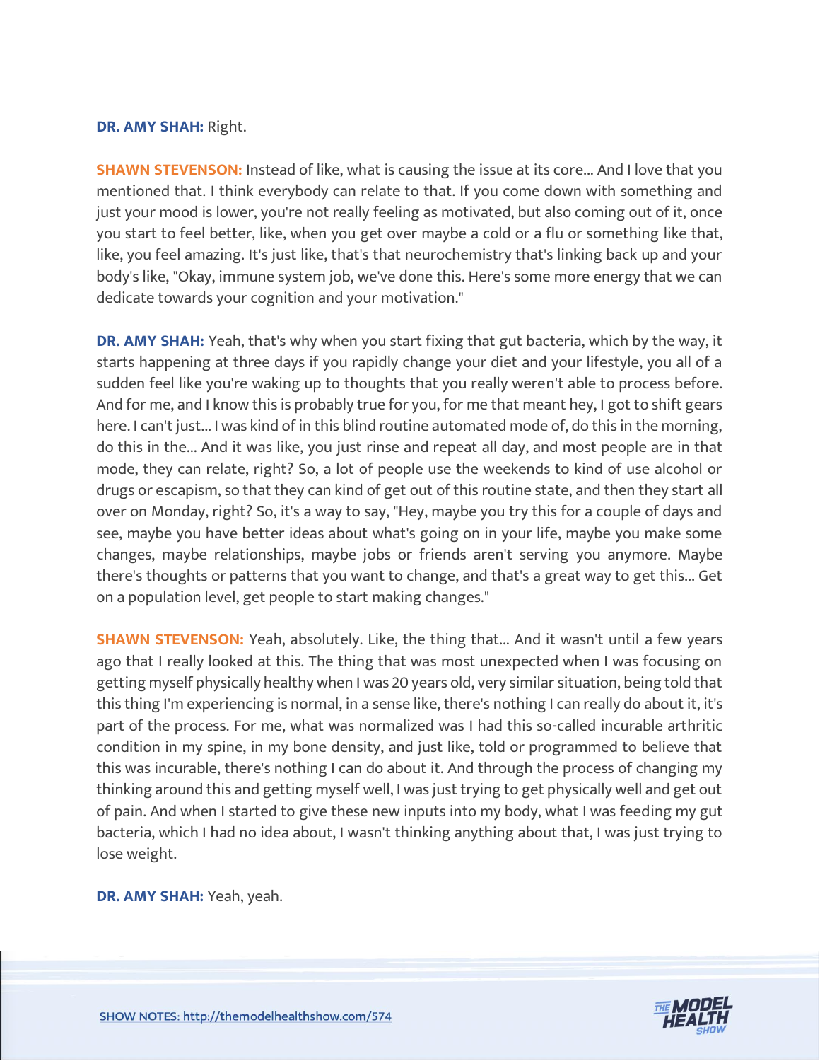**DR. AMY SHAH:** Right.

**SHAWN STEVENSON:** Instead of like, what is causing the issue at its core... And I love that you mentioned that. I think everybody can relate to that. If you come down with something and just your mood is lower, you're not really feeling as motivated, but also coming out of it, once you start to feel better, like, when you get over maybe a cold or a flu or something like that, like, you feel amazing. It's just like, that's that neurochemistry that's linking back up and your body's like, "Okay, immune system job, we've done this. Here's some more energy that we can dedicate towards your cognition and your motivation."

**DR. AMY SHAH:** Yeah, that's why when you start fixing that gut bacteria, which by the way, it starts happening at three days if you rapidly change your diet and your lifestyle, you all of a sudden feel like you're waking up to thoughts that you really weren't able to process before. And for me, and I know this is probably true for you, for me that meant hey, I got to shift gears here. I can't just... I was kind of in this blind routine automated mode of, do this in the morning, do this in the... And it was like, you just rinse and repeat all day, and most people are in that mode, they can relate, right? So, a lot of people use the weekends to kind of use alcohol or drugs or escapism, so that they can kind of get out of this routine state, and then they start all over on Monday, right? So, it's a way to say, "Hey, maybe you try this for a couple of days and see, maybe you have better ideas about what's going on in your life, maybe you make some changes, maybe relationships, maybe jobs or friends aren't serving you anymore. Maybe there's thoughts or patterns that you want to change, and that's a great way to get this... Get on a population level, get people to start making changes."

**SHAWN STEVENSON:** Yeah, absolutely. Like, the thing that... And it wasn't until a few years ago that I really looked at this. The thing that was most unexpected when I was focusing on getting myself physically healthy when I was 20 years old, very similar situation, being told that this thing I'm experiencing is normal, in a sense like, there's nothing I can really do about it, it's part of the process. For me, what was normalized was I had this so-called incurable arthritic condition in my spine, in my bone density, and just like, told or programmed to believe that this was incurable, there's nothing I can do about it. And through the process of changing my thinking around this and getting myself well, I was just trying to get physically well and get out of pain. And when I started to give these new inputs into my body, what I was feeding my gut bacteria, which I had no idea about, I wasn't thinking anything about that, I was just trying to lose weight.

**DR. AMY SHAH:** Yeah, yeah.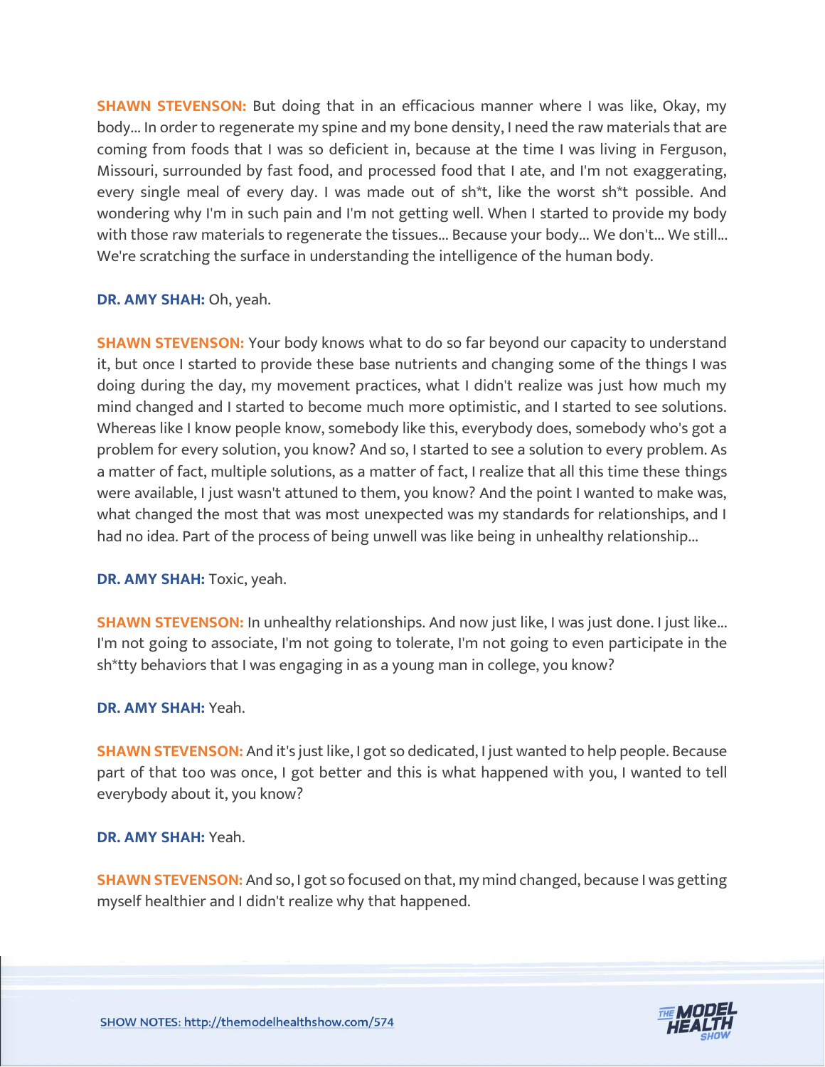**SHAWN STEVENSON:** But doing that in an efficacious manner where I was like, Okay, my body... In order to regenerate my spine and my bone density, I need the raw materials that are coming from foods that I was so deficient in, because at the time I was living in Ferguson, Missouri, surrounded by fast food, and processed food that I ate, and I'm not exaggerating, every single meal of every day. I was made out of sh*t, like the worst sh*t possible. And wondering why I'm in such pain and I'm not getting well. When I started to provide my body with those raw materials to regenerate the tissues... Because your body... We don't... We still... We're scratching the surface in understanding the intelligence of the human body.

**DR. AMY SHAH:** Oh, yeah.

**SHAWN STEVENSON:** Your body knows what to do so far beyond our capacity to understand it, but once I started to provide these base nutrients and changing some of the things I was doing during the day, my movement practices, what I didn't realize was just how much my mind changed and I started to become much more optimistic, and I started to see solutions. Whereas like I know people know, somebody like this, everybody does, somebody who's got a problem for every solution, you know? And so, I started to see a solution to every problem. As a matter of fact, multiple solutions, as a matter of fact, I realize that all this time these things were available, I just wasn't attuned to them, you know? And the point I wanted to make was, what changed the most that was most unexpected was my standards for relationships, and I had no idea. Part of the process of being unwell was like being in unhealthy relationship...

**DR. AMY SHAH:** Toxic, yeah.

**SHAWN STEVENSON:** In unhealthy relationships. And now just like, I was just done. I just like... I'm not going to associate, I'm not going to tolerate, I'm not going to even participate in the sh*tty behaviors that I was engaging in as a young man in college, you know?

**DR. AMY SHAH:** Yeah.

**SHAWN STEVENSON:** And it's just like, I got so dedicated, I just wanted to help people. Because part of that too was once, I got better and this is what happened with you, I wanted to tell everybody about it, you know?

**DR. AMY SHAH:** Yeah.

**SHAWN STEVENSON:** And so, I got so focused on that, my mind changed, because I was getting myself healthier and I didn't realize why that happened.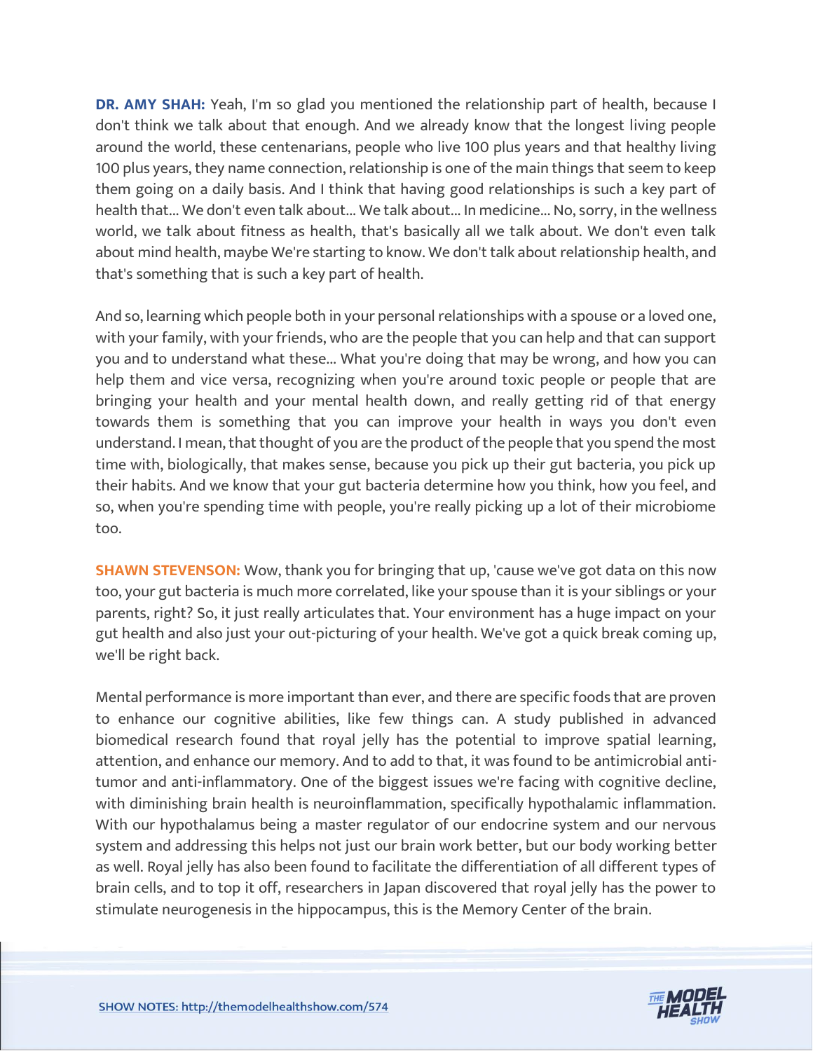**DR. AMY SHAH:** Yeah, I'm so glad you mentioned the relationship part of health, because I don't think we talk about that enough. And we already know that the longest living people around the world, these centenarians, people who live 100 plus years and that healthy living 100 plus years, they name connection, relationship is one of the main things that seem to keep them going on a daily basis. And I think that having good relationships is such a key part of health that... We don't even talk about... We talk about... In medicine... No, sorry, in the wellness world, we talk about fitness as health, that's basically all we talk about. We don't even talk about mind health, maybe We're starting to know. We don't talk about relationship health, and that's something that is such a key part of health.

And so, learning which people both in your personal relationships with a spouse or a loved one, with your family, with your friends, who are the people that you can help and that can support you and to understand what these... What you're doing that may be wrong, and how you can help them and vice versa, recognizing when you're around toxic people or people that are bringing your health and your mental health down, and really getting rid of that energy towards them is something that you can improve your health in ways you don't even understand. I mean, that thought of you are the product of the people that you spend the most time with, biologically, that makes sense, because you pick up their gut bacteria, you pick up their habits. And we know that your gut bacteria determine how you think, how you feel, and so, when you're spending time with people, you're really picking up a lot of their microbiome too.

**SHAWN STEVENSON:** Wow, thank you for bringing that up, 'cause we've got data on this now too, your gut bacteria is much more correlated, like your spouse than it is your siblings or your parents, right? So, it just really articulates that. Your environment has a huge impact on your gut health and also just your out-picturing of your health. We've got a quick break coming up, we'll be right back.

Mental performance is more important than ever, and there are specific foods that are proven to enhance our cognitive abilities, like few things can. A study published in advanced biomedical research found that royal jelly has the potential to improve spatial learning, attention, and enhance our memory. And to add to that, it was found to be antimicrobial anti-tumor and anti-inflammatory. One of the biggest issues we're facing with cognitive decline, with diminishing brain health is neuroinflammation, specifically hypothalamic inflammation. With our hypothalamus being a master regulator of our endocrine system and our nervous system and addressing this helps not just our brain work better, but our body working better as well. Royal jelly has also been found to facilitate the differentiation of all different types of brain cells, and to top it off, researchers in Japan discovered that royal jelly has the power to stimulate neurogenesis in the hippocampus, this is the Memory Center of the brain.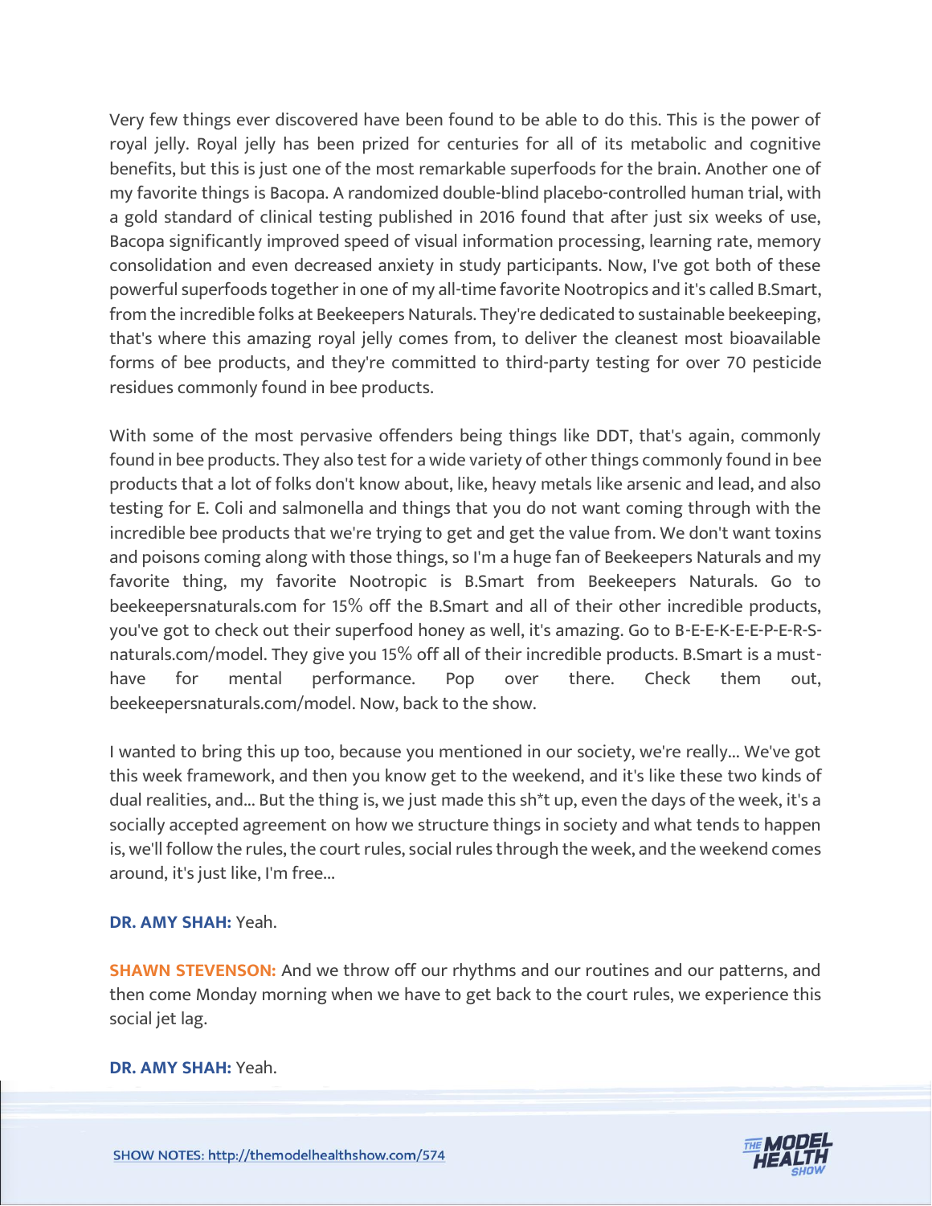Very few things ever discovered have been found to be able to do this. This is the power of royal jelly. Royal jelly has been prized for centuries for all of its metabolic and cognitive benefits, but this is just one of the most remarkable superfoods for the brain. Another one of my favorite things is Bacopa. A randomized double-blind placebo-controlled human trial, with a gold standard of clinical testing published in 2016 found that after just six weeks of use, Bacopa significantly improved speed of visual information processing, learning rate, memory consolidation and even decreased anxiety in study participants. Now, I've got both of these powerful superfoods together in one of my all-time favorite Nootropics and it's called B.Smart, from the incredible folks at Beekeepers Naturals. They're dedicated to sustainable beekeeping, that's where this amazing royal jelly comes from, to deliver the cleanest most bioavailable forms of bee products, and they're committed to third-party testing for over 70 pesticide residues commonly found in bee products.

With some of the most pervasive offenders being things like DDT, that's again, commonly found in bee products. They also test for a wide variety of other things commonly found in bee products that a lot of folks don't know about, like, heavy metals like arsenic and lead, and also testing for E. Coli and salmonella and things that you do not want coming through with the incredible bee products that we're trying to get and get the value from. We don't want toxins and poisons coming along with those things, so I'm a huge fan of Beekeepers Naturals and my favorite thing, my favorite Nootropic is B.Smart from Beekeepers Naturals. Go to beekeepersnaturals.com for 15% off the B.Smart and all of their other incredible products, you've got to check out their superfood honey as well, it's amazing. Go to B-E-E-K-E-E-P-E-R-S-naturals.com/model. They give you 15% off all of their incredible products. B.Smart is a must-have for mental performance. Pop over there. Check them out, beekeepersnaturals.com/model. Now, back to the show.

I wanted to bring this up too, because you mentioned in our society, we're really... We've got this week framework, and then you know get to the weekend, and it's like these two kinds of dual realities, and... But the thing is, we just made this sh*t up, even the days of the week, it's a socially accepted agreement on how we structure things in society and what tends to happen is, we'll follow the rules, the court rules, social rules through the week, and the weekend comes around, it's just like, I'm free...

**DR. AMY SHAH:** Yeah.

**SHAWN STEVENSON:** And we throw off our rhythms and our routines and our patterns, and then come Monday morning when we have to get back to the court rules, we experience this social jet lag.

**DR. AMY SHAH:** Yeah.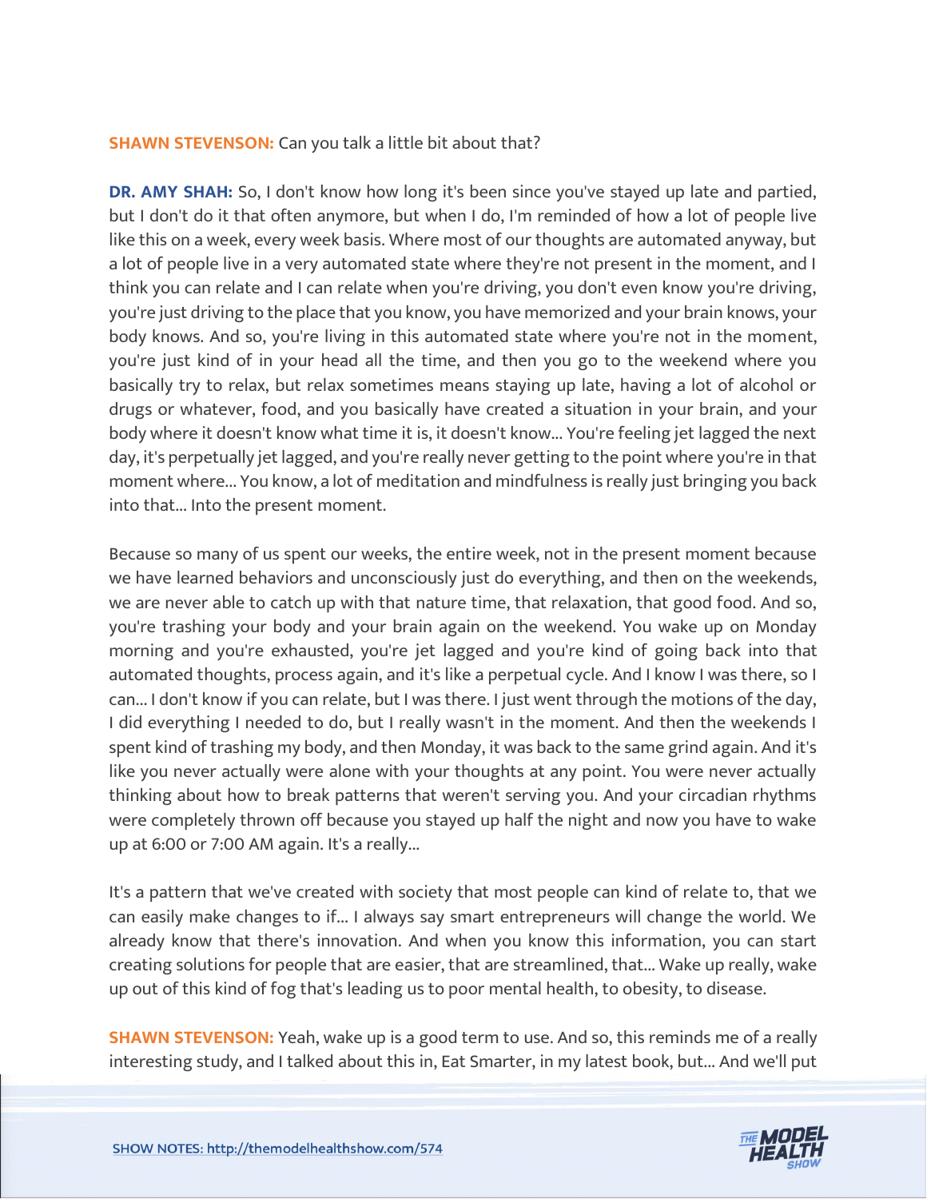**SHAWN STEVENSON:** Can you talk a little bit about that?

**DR. AMY SHAH:** So, I don't know how long it's been since you've stayed up late and partied, but I don't do it that often anymore, but when I do, I'm reminded of how a lot of people live like this on a week, every week basis. Where most of our thoughts are automated anyway, but a lot of people live in a very automated state where they're not present in the moment, and I think you can relate and I can relate when you're driving, you don't even know you're driving, you're just driving to the place that you know, you have memorized and your brain knows, your body knows. And so, you're living in this automated state where you're not in the moment, you're just kind of in your head all the time, and then you go to the weekend where you basically try to relax, but relax sometimes means staying up late, having a lot of alcohol or drugs or whatever, food, and you basically have created a situation in your brain, and your body where it doesn't know what time it is, it doesn't know... You're feeling jet lagged the next day, it's perpetually jet lagged, and you're really never getting to the point where you're in that moment where... You know, a lot of meditation and mindfulness is really just bringing you back into that... Into the present moment.

Because so many of us spent our weeks, the entire week, not in the present moment because we have learned behaviors and unconsciously just do everything, and then on the weekends, we are never able to catch up with that nature time, that relaxation, that good food. And so, you're trashing your body and your brain again on the weekend. You wake up on Monday morning and you're exhausted, you're jet lagged and you're kind of going back into that automated thoughts, process again, and it's like a perpetual cycle. And I know I was there, so I can... I don't know if you can relate, but I was there. I just went through the motions of the day, I did everything I needed to do, but I really wasn't in the moment. And then the weekends I spent kind of trashing my body, and then Monday, it was back to the same grind again. And it's like you never actually were alone with your thoughts at any point. You were never actually thinking about how to break patterns that weren't serving you. And your circadian rhythms were completely thrown off because you stayed up half the night and now you have to wake up at 6:00 or 7:00 AM again. It's a really...

It's a pattern that we've created with society that most people can kind of relate to, that we can easily make changes to if... I always say smart entrepreneurs will change the world. We already know that there's innovation. And when you know this information, you can start creating solutions for people that are easier, that are streamlined, that... Wake up really, wake up out of this kind of fog that's leading us to poor mental health, to obesity, to disease.

**SHAWN STEVENSON:** Yeah, wake up is a good term to use. And so, this reminds me of a really interesting study, and I talked about this in, Eat Smarter, in my latest book, but... And we'll put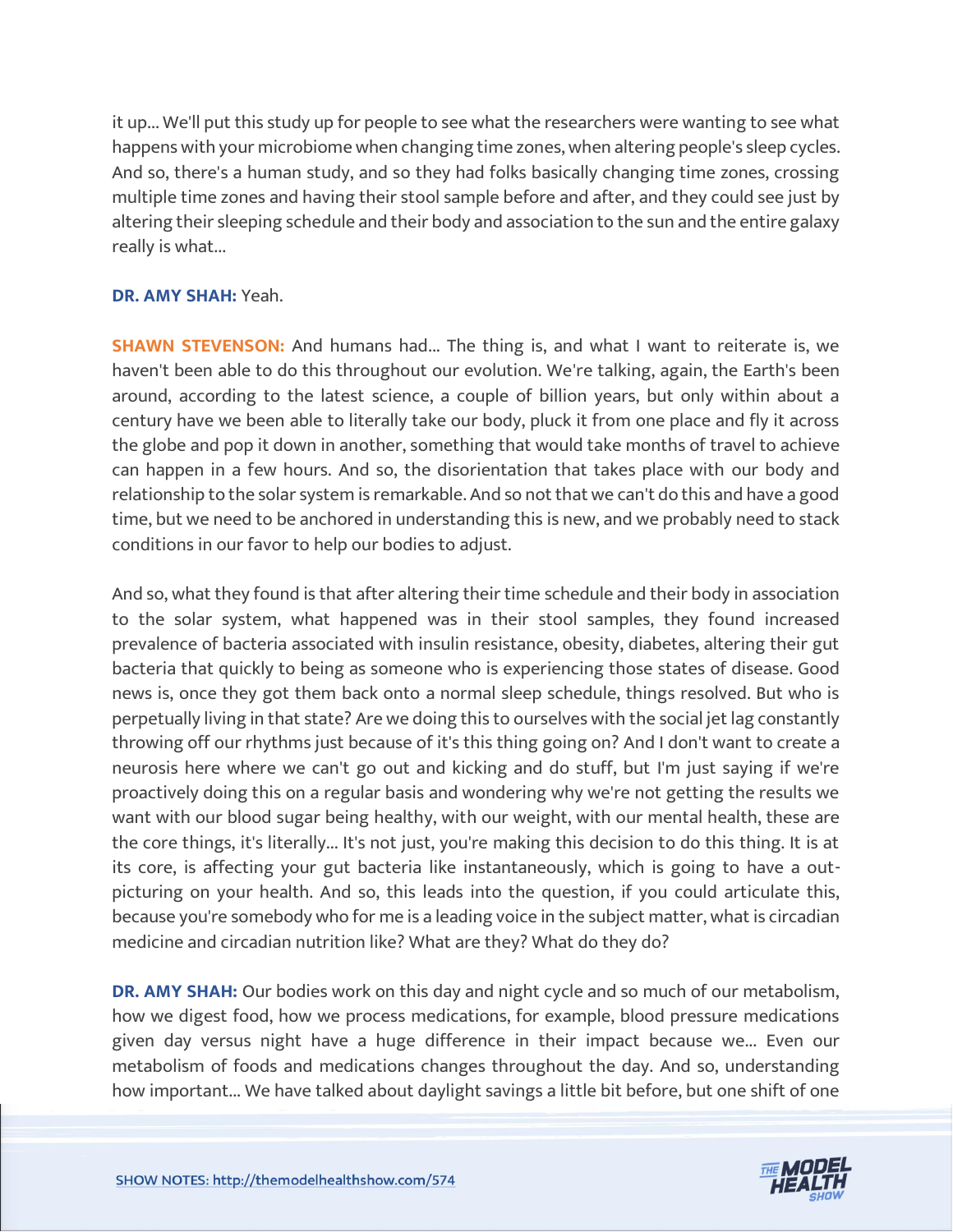it up... We'll put this study up for people to see what the researchers were wanting to see what happens with your microbiome when changing time zones, when altering people's sleep cycles. And so, there's a human study, and so they had folks basically changing time zones, crossing multiple time zones and having their stool sample before and after, and they could see just by altering their sleeping schedule and their body and association to the sun and the entire galaxy really is what...

**DR. AMY SHAH:** Yeah.

**SHAWN STEVENSON:** And humans had... The thing is, and what I want to reiterate is, we haven't been able to do this throughout our evolution. We're talking, again, the Earth's been around, according to the latest science, a couple of billion years, but only within about a century have we been able to literally take our body, pluck it from one place and fly it across the globe and pop it down in another, something that would take months of travel to achieve can happen in a few hours. And so, the disorientation that takes place with our body and relationship to the solar system is remarkable. And so not that we can't do this and have a good time, but we need to be anchored in understanding this is new, and we probably need to stack conditions in our favor to help our bodies to adjust.

And so, what they found is that after altering their time schedule and their body in association to the solar system, what happened was in their stool samples, they found increased prevalence of bacteria associated with insulin resistance, obesity, diabetes, altering their gut bacteria that quickly to being as someone who is experiencing those states of disease. Good news is, once they got them back onto a normal sleep schedule, things resolved. But who is perpetually living in that state? Are we doing this to ourselves with the social jet lag constantly throwing off our rhythms just because of it's this thing going on? And I don't want to create a neurosis here where we can't go out and kicking and do stuff, but I'm just saying if we're proactively doing this on a regular basis and wondering why we're not getting the results we want with our blood sugar being healthy, with our weight, with our mental health, these are the core things, it's literally... It's not just, you're making this decision to do this thing. It is at its core, is affecting your gut bacteria like instantaneously, which is going to have a out-picturing on your health. And so, this leads into the question, if you could articulate this, because you're somebody who for me is a leading voice in the subject matter, what is circadian medicine and circadian nutrition like? What are they? What do they do?

**DR. AMY SHAH:** Our bodies work on this day and night cycle and so much of our metabolism, how we digest food, how we process medications, for example, blood pressure medications given day versus night have a huge difference in their impact because we... Even our metabolism of foods and medications changes throughout the day. And so, understanding how important... We have talked about daylight savings a little bit before, but one shift of one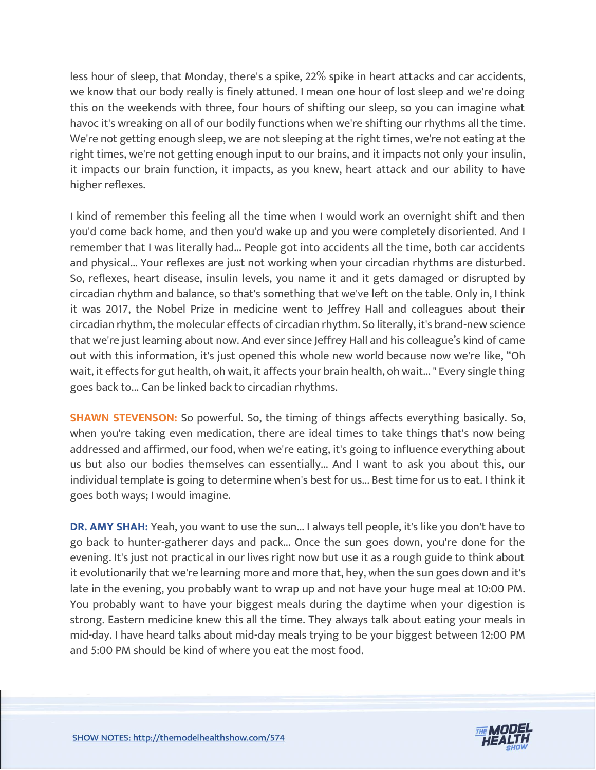less hour of sleep, that Monday, there's a spike, 22% spike in heart attacks and car accidents, we know that our body really is finely attuned. I mean one hour of lost sleep and we're doing this on the weekends with three, four hours of shifting our sleep, so you can imagine what havoc it's wreaking on all of our bodily functions when we're shifting our rhythms all the time. We're not getting enough sleep, we are not sleeping at the right times, we're not eating at the right times, we're not getting enough input to our brains, and it impacts not only your insulin, it impacts our brain function, it impacts, as you knew, heart attack and our ability to have higher reflexes.

I kind of remember this feeling all the time when I would work an overnight shift and then you'd come back home, and then you'd wake up and you were completely disoriented. And I remember that I was literally had... People got into accidents all the time, both car accidents and physical... Your reflexes are just not working when your circadian rhythms are disturbed. So, reflexes, heart disease, insulin levels, you name it and it gets damaged or disrupted by circadian rhythm and balance, so that's something that we've left on the table. Only in, I think it was 2017, the Nobel Prize in medicine went to Jeffrey Hall and colleagues about their circadian rhythm, the molecular effects of circadian rhythm. So literally, it's brand-new science that we're just learning about now. And ever since Jeffrey Hall and his colleague's kind of came out with this information, it's just opened this whole new world because now we're like, "Oh wait, it effects for gut health, oh wait, it affects your brain health, oh wait... " Every single thing goes back to... Can be linked back to circadian rhythms.

**SHAWN STEVENSON:** So powerful. So, the timing of things affects everything basically. So, when you're taking even medication, there are ideal times to take things that's now being addressed and affirmed, our food, when we're eating, it's going to influence everything about us but also our bodies themselves can essentially... And I want to ask you about this, our individual template is going to determine when's best for us... Best time for us to eat. I think it goes both ways; I would imagine.

**DR. AMY SHAH:** Yeah, you want to use the sun... I always tell people, it's like you don't have to go back to hunter-gatherer days and pack... Once the sun goes down, you're done for the evening. It's just not practical in our lives right now but use it as a rough guide to think about it evolutionarily that we're learning more and more that, hey, when the sun goes down and it's late in the evening, you probably want to wrap up and not have your huge meal at 10:00 PM. You probably want to have your biggest meals during the daytime when your digestion is strong. Eastern medicine knew this all the time. They always talk about eating your meals in mid-day. I have heard talks about mid-day meals trying to be your biggest between 12:00 PM and 5:00 PM should be kind of where you eat the most food.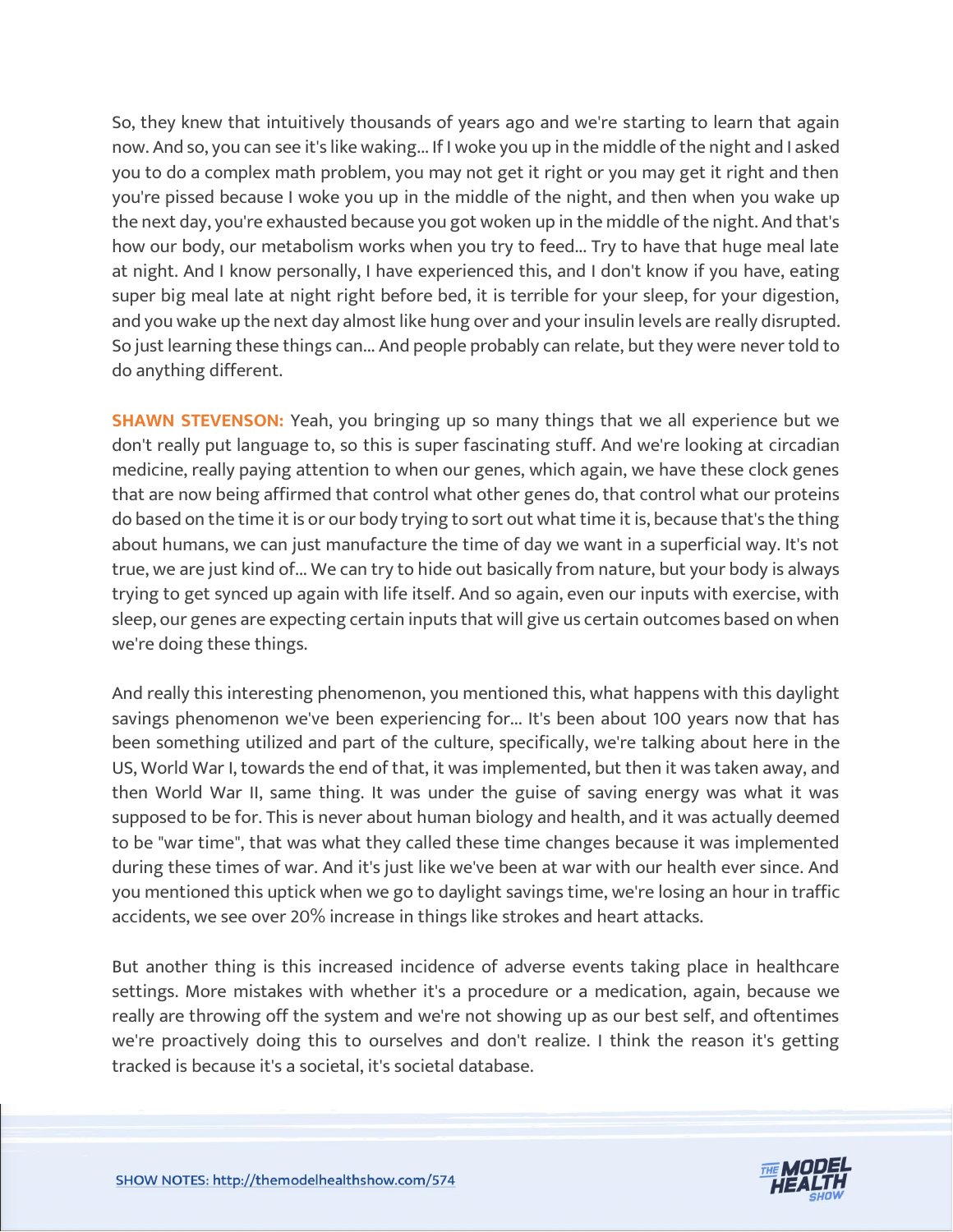So, they knew that intuitively thousands of years ago and we're starting to learn that again now. And so, you can see it's like waking... If I woke you up in the middle of the night and I asked you to do a complex math problem, you may not get it right or you may get it right and then you're pissed because I woke you up in the middle of the night, and then when you wake up the next day, you're exhausted because you got woken up in the middle of the night. And that's how our body, our metabolism works when you try to feed... Try to have that huge meal late at night. And I know personally, I have experienced this, and I don't know if you have, eating super big meal late at night right before bed, it is terrible for your sleep, for your digestion, and you wake up the next day almost like hung over and your insulin levels are really disrupted. So just learning these things can... And people probably can relate, but they were never told to do anything different.

**SHAWN STEVENSON:** Yeah, you bringing up so many things that we all experience but we don't really put language to, so this is super fascinating stuff. And we're looking at circadian medicine, really paying attention to when our genes, which again, we have these clock genes that are now being affirmed that control what other genes do, that control what our proteins do based on the time it is or our body trying to sort out what time it is, because that's the thing about humans, we can just manufacture the time of day we want in a superficial way. It's not true, we are just kind of... We can try to hide out basically from nature, but your body is always trying to get synced up again with life itself. And so again, even our inputs with exercise, with sleep, our genes are expecting certain inputs that will give us certain outcomes based on when we're doing these things.

And really this interesting phenomenon, you mentioned this, what happens with this daylight savings phenomenon we've been experiencing for... It's been about 100 years now that has been something utilized and part of the culture, specifically, we're talking about here in the US, World War I, towards the end of that, it was implemented, but then it was taken away, and then World War II, same thing. It was under the guise of saving energy was what it was supposed to be for. This is never about human biology and health, and it was actually deemed to be "war time", that was what they called these time changes because it was implemented during these times of war. And it's just like we've been at war with our health ever since. And you mentioned this uptick when we go to daylight savings time, we're losing an hour in traffic accidents, we see over 20% increase in things like strokes and heart attacks.

But another thing is this increased incidence of adverse events taking place in healthcare settings. More mistakes with whether it's a procedure or a medication, again, because we really are throwing off the system and we're not showing up as our best self, and oftentimes we're proactively doing this to ourselves and don't realize. I think the reason it's getting tracked is because it's a societal, it's societal database.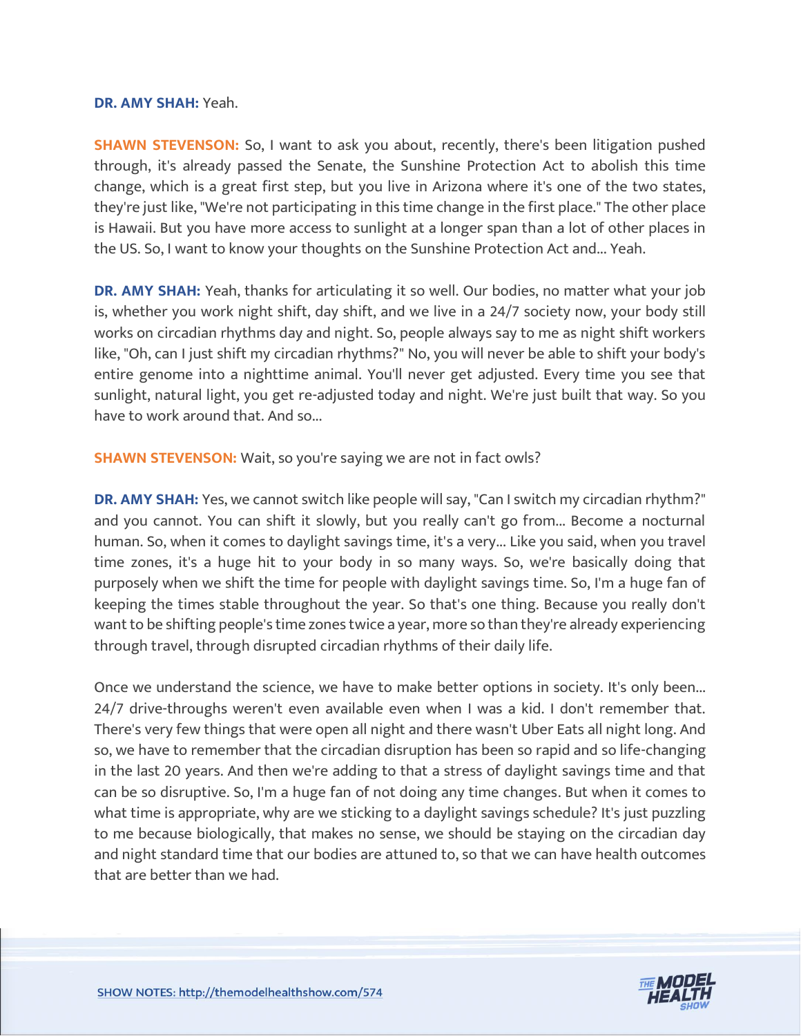**DR. AMY SHAH:** Yeah.

**SHAWN STEVENSON:** So, I want to ask you about, recently, there's been litigation pushed through, it's already passed the Senate, the Sunshine Protection Act to abolish this time change, which is a great first step, but you live in Arizona where it's one of the two states, they're just like, "We're not participating in this time change in the first place." The other place is Hawaii. But you have more access to sunlight at a longer span than a lot of other places in the US. So, I want to know your thoughts on the Sunshine Protection Act and... Yeah.

**DR. AMY SHAH:** Yeah, thanks for articulating it so well. Our bodies, no matter what your job is, whether you work night shift, day shift, and we live in a 24/7 society now, your body still works on circadian rhythms day and night. So, people always say to me as night shift workers like, "Oh, can I just shift my circadian rhythms?" No, you will never be able to shift your body's entire genome into a nighttime animal. You'll never get adjusted. Every time you see that sunlight, natural light, you get re-adjusted today and night. We're just built that way. So you have to work around that. And so...

**SHAWN STEVENSON:** Wait, so you're saying we are not in fact owls?

**DR. AMY SHAH:** Yes, we cannot switch like people will say, "Can I switch my circadian rhythm?" and you cannot. You can shift it slowly, but you really can't go from... Become a nocturnal human. So, when it comes to daylight savings time, it's a very... Like you said, when you travel time zones, it's a huge hit to your body in so many ways. So, we're basically doing that purposely when we shift the time for people with daylight savings time. So, I'm a huge fan of keeping the times stable throughout the year. So that's one thing. Because you really don't want to be shifting people's time zones twice a year, more so than they're already experiencing through travel, through disrupted circadian rhythms of their daily life.

Once we understand the science, we have to make better options in society. It's only been... 24/7 drive-throughs weren't even available even when I was a kid. I don't remember that. There's very few things that were open all night and there wasn't Uber Eats all night long. And so, we have to remember that the circadian disruption has been so rapid and so life-changing in the last 20 years. And then we're adding to that a stress of daylight savings time and that can be so disruptive. So, I'm a huge fan of not doing any time changes. But when it comes to what time is appropriate, why are we sticking to a daylight savings schedule? It's just puzzling to me because biologically, that makes no sense, we should be staying on the circadian day and night standard time that our bodies are attuned to, so that we can have health outcomes that are better than we had.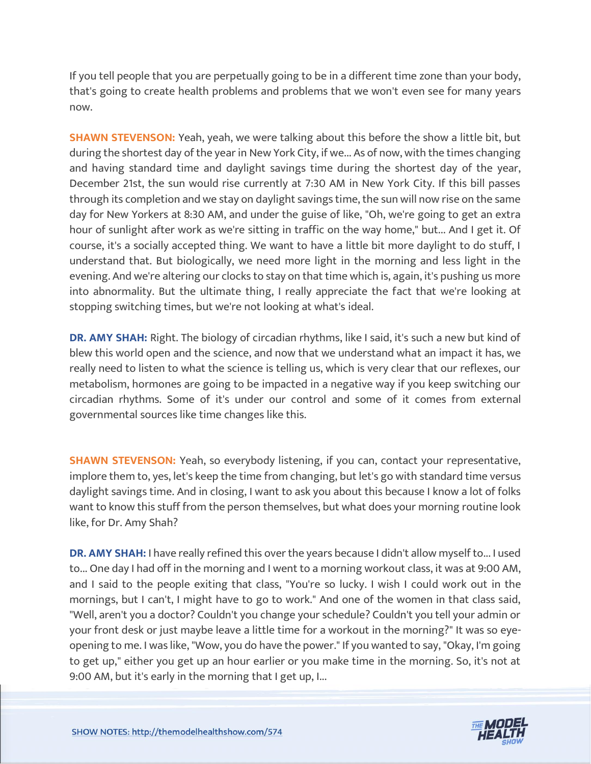If you tell people that you are perpetually going to be in a different time zone than your body, that's going to create health problems and problems that we won't even see for many years now.

**SHAWN STEVENSON:** Yeah, yeah, we were talking about this before the show a little bit, but during the shortest day of the year in New York City, if we... As of now, with the times changing and having standard time and daylight savings time during the shortest day of the year, December 21st, the sun would rise currently at 7:30 AM in New York City. If this bill passes through its completion and we stay on daylight savings time, the sun will now rise on the same day for New Yorkers at 8:30 AM, and under the guise of like, "Oh, we're going to get an extra hour of sunlight after work as we're sitting in traffic on the way home," but... And I get it. Of course, it's a socially accepted thing. We want to have a little bit more daylight to do stuff, I understand that. But biologically, we need more light in the morning and less light in the evening. And we're altering our clocks to stay on that time which is, again, it's pushing us more into abnormality. But the ultimate thing, I really appreciate the fact that we're looking at stopping switching times, but we're not looking at what's ideal.

**DR. AMY SHAH:** Right. The biology of circadian rhythms, like I said, it's such a new but kind of blew this world open and the science, and now that we understand what an impact it has, we really need to listen to what the science is telling us, which is very clear that our reflexes, our metabolism, hormones are going to be impacted in a negative way if you keep switching our circadian rhythms. Some of it's under our control and some of it comes from external governmental sources like time changes like this.

**SHAWN STEVENSON:** Yeah, so everybody listening, if you can, contact your representative, implore them to, yes, let's keep the time from changing, but let's go with standard time versus daylight savings time. And in closing, I want to ask you about this because I know a lot of folks want to know this stuff from the person themselves, but what does your morning routine look like, for Dr. Amy Shah?

**DR. AMY SHAH:** I have really refined this over the years because I didn't allow myself to... I used to... One day I had off in the morning and I went to a morning workout class, it was at 9:00 AM, and I said to the people exiting that class, "You're so lucky. I wish I could work out in the mornings, but I can't, I might have to go to work." And one of the women in that class said, "Well, aren't you a doctor? Couldn't you change your schedule? Couldn't you tell your admin or your front desk or just maybe leave a little time for a workout in the morning?" It was so eye-opening to me. I was like, "Wow, you do have the power." If you wanted to say, "Okay, I'm going to get up," either you get up an hour earlier or you make time in the morning. So, it's not at 9:00 AM, but it's early in the morning that I get up, I...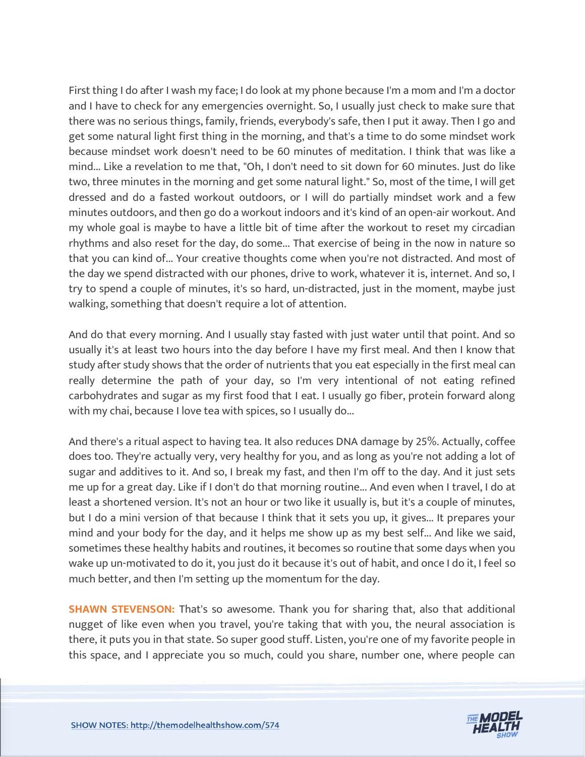First thing I do after I wash my face; I do look at my phone because I'm a mom and I'm a doctor and I have to check for any emergencies overnight. So, I usually just check to make sure that there was no serious things, family, friends, everybody's safe, then I put it away. Then I go and get some natural light first thing in the morning, and that's a time to do some mindset work because mindset work doesn't need to be 60 minutes of meditation. I think that was like a mind... Like a revelation to me that, "Oh, I don't need to sit down for 60 minutes. Just do like two, three minutes in the morning and get some natural light." So, most of the time, I will get dressed and do a fasted workout outdoors, or I will do partially mindset work and a few minutes outdoors, and then go do a workout indoors and it's kind of an open-air workout. And my whole goal is maybe to have a little bit of time after the workout to reset my circadian rhythms and also reset for the day, do some... That exercise of being in the now in nature so that you can kind of... Your creative thoughts come when you're not distracted. And most of the day we spend distracted with our phones, drive to work, whatever it is, internet. And so, I try to spend a couple of minutes, it's so hard, un-distracted, just in the moment, maybe just walking, something that doesn't require a lot of attention.

And do that every morning. And I usually stay fasted with just water until that point. And so usually it's at least two hours into the day before I have my first meal. And then I know that study after study shows that the order of nutrients that you eat especially in the first meal can really determine the path of your day, so I'm very intentional of not eating refined carbohydrates and sugar as my first food that I eat. I usually go fiber, protein forward along with my chai, because I love tea with spices, so I usually do...

And there's a ritual aspect to having tea. It also reduces DNA damage by 25%. Actually, coffee does too. They're actually very, very healthy for you, and as long as you're not adding a lot of sugar and additives to it. And so, I break my fast, and then I'm off to the day. And it just sets me up for a great day. Like if I don't do that morning routine... And even when I travel, I do at least a shortened version. It's not an hour or two like it usually is, but it's a couple of minutes, but I do a mini version of that because I think that it sets you up, it gives... It prepares your mind and your body for the day, and it helps me show up as my best self... And like we said, sometimes these healthy habits and routines, it becomes so routine that some days when you wake up un-motivated to do it, you just do it because it's out of habit, and once I do it, I feel so much better, and then I'm setting up the momentum for the day.

**SHAWN STEVENSON:** That's so awesome. Thank you for sharing that, also that additional nugget of like even when you travel, you're taking that with you, the neural association is there, it puts you in that state. So super good stuff. Listen, you're one of my favorite people in this space, and I appreciate you so much, could you share, number one, where people can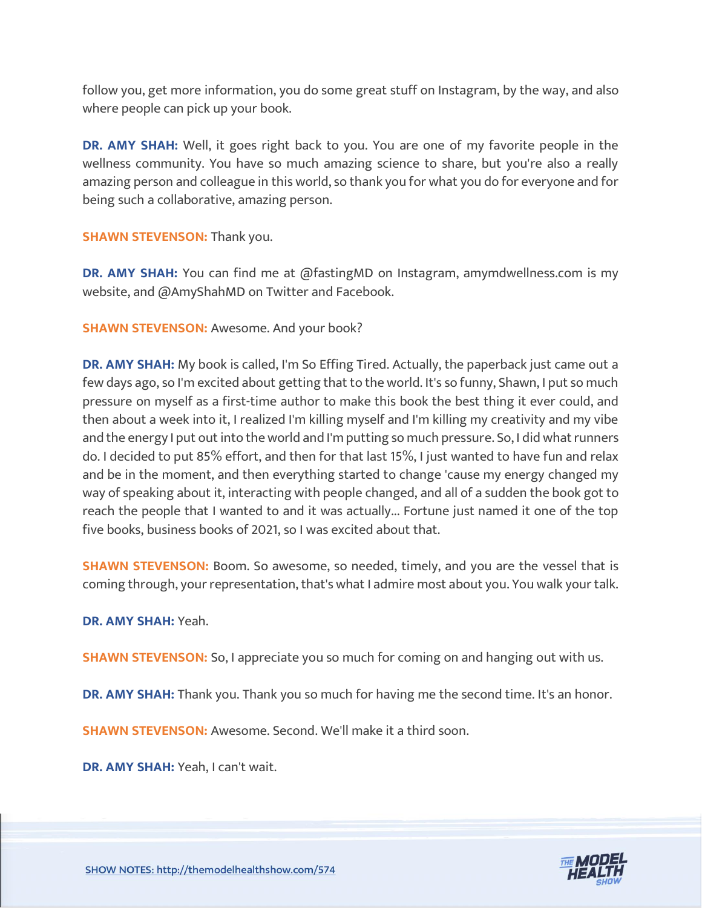follow you, get more information, you do some great stuff on Instagram, by the way, and also where people can pick up your book.

**DR. AMY SHAH:** Well, it goes right back to you. You are one of my favorite people in the wellness community. You have so much amazing science to share, but you're also a really amazing person and colleague in this world, so thank you for what you do for everyone and for being such a collaborative, amazing person.

**SHAWN STEVENSON:** Thank you.

**DR. AMY SHAH:** You can find me at @fastingMD on Instagram, amymdwellness.com is my website, and @AmyShahMD on Twitter and Facebook.

**SHAWN STEVENSON:** Awesome. And your book?

**DR. AMY SHAH:** My book is called, I'm So Effing Tired. Actually, the paperback just came out a few days ago, so I'm excited about getting that to the world. It's so funny, Shawn, I put so much pressure on myself as a first-time author to make this book the best thing it ever could, and then about a week into it, I realized I'm killing myself and I'm killing my creativity and my vibe and the energy I put out into the world and I'm putting so much pressure. So, I did what runners do. I decided to put 85% effort, and then for that last 15%, I just wanted to have fun and relax and be in the moment, and then everything started to change 'cause my energy changed my way of speaking about it, interacting with people changed, and all of a sudden the book got to reach the people that I wanted to and it was actually... Fortune just named it one of the top five books, business books of 2021, so I was excited about that.

**SHAWN STEVENSON:** Boom. So awesome, so needed, timely, and you are the vessel that is coming through, your representation, that's what I admire most about you. You walk your talk.

**DR. AMY SHAH:** Yeah.

**SHAWN STEVENSON:** So, I appreciate you so much for coming on and hanging out with us.

**DR. AMY SHAH:** Thank you. Thank you so much for having me the second time. It's an honor.

**SHAWN STEVENSON:** Awesome. Second. We'll make it a third soon.

**DR. AMY SHAH:** Yeah, I can't wait.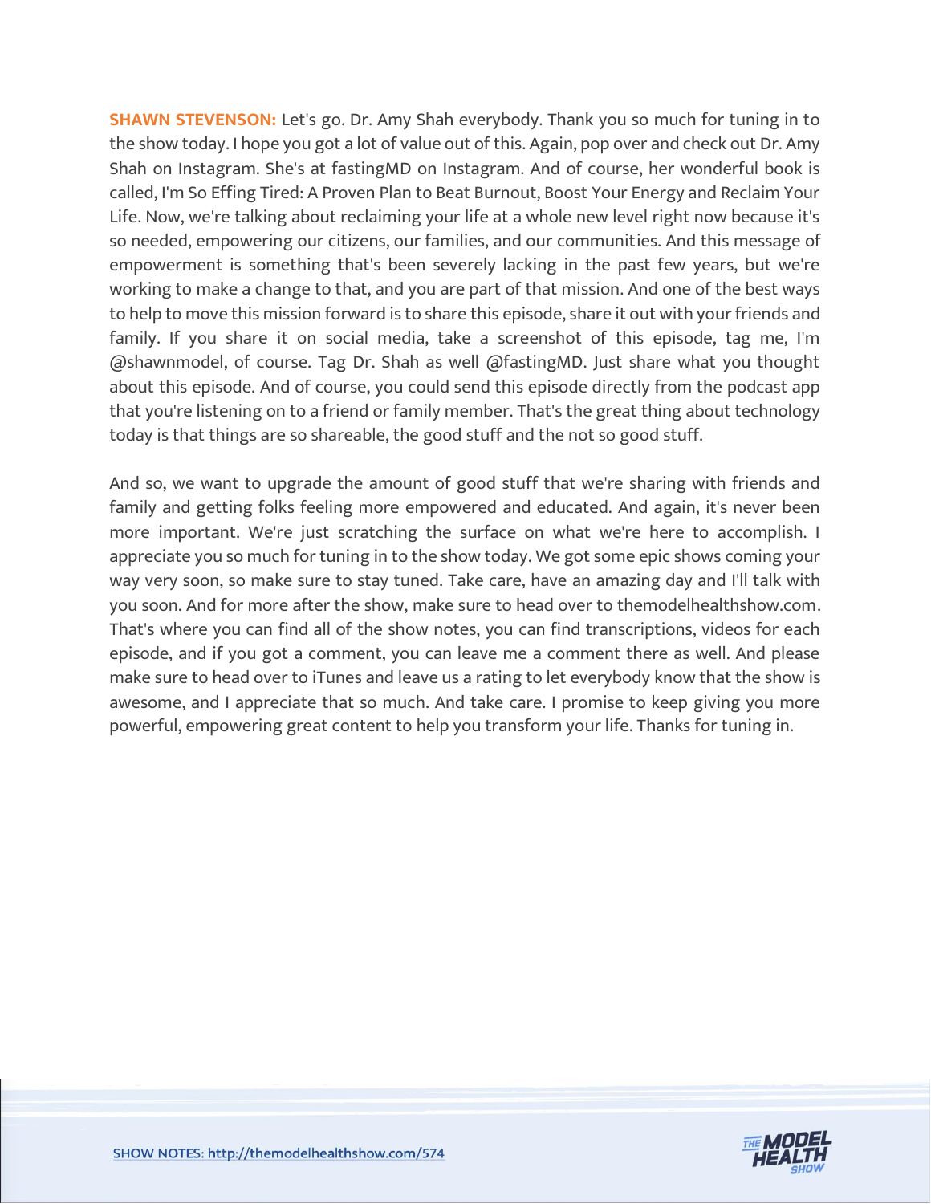**SHAWN STEVENSON:** Let's go. Dr. Amy Shah everybody. Thank you so much for tuning in to the show today. I hope you got a lot of value out of this. Again, pop over and check out Dr. Amy Shah on Instagram. She's at fastingMD on Instagram. And of course, her wonderful book is called, I'm So Effing Tired: A Proven Plan to Beat Burnout, Boost Your Energy and Reclaim Your Life. Now, we're talking about reclaiming your life at a whole new level right now because it's so needed, empowering our citizens, our families, and our communities. And this message of empowerment is something that's been severely lacking in the past few years, but we're working to make a change to that, and you are part of that mission. And one of the best ways to help to move this mission forward is to share this episode, share it out with your friends and family. If you share it on social media, take a screenshot of this episode, tag me, I'm @shawnmodel, of course. Tag Dr. Shah as well @fastingMD. Just share what you thought about this episode. And of course, you could send this episode directly from the podcast app that you're listening on to a friend or family member. That's the great thing about technology today is that things are so shareable, the good stuff and the not so good stuff.

And so, we want to upgrade the amount of good stuff that we're sharing with friends and family and getting folks feeling more empowered and educated. And again, it's never been more important. We're just scratching the surface on what we're here to accomplish. I appreciate you so much for tuning in to the show today. We got some epic shows coming your way very soon, so make sure to stay tuned. Take care, have an amazing day and I'll talk with you soon. And for more after the show, make sure to head over to themodelhealthshow.com. That's where you can find all of the show notes, you can find transcriptions, videos for each episode, and if you got a comment, you can leave me a comment there as well. And please make sure to head over to iTunes and leave us a rating to let everybody know that the show is awesome, and I appreciate that so much. And take care. I promise to keep giving you more powerful, empowering great content to help you transform your life. Thanks for tuning in.